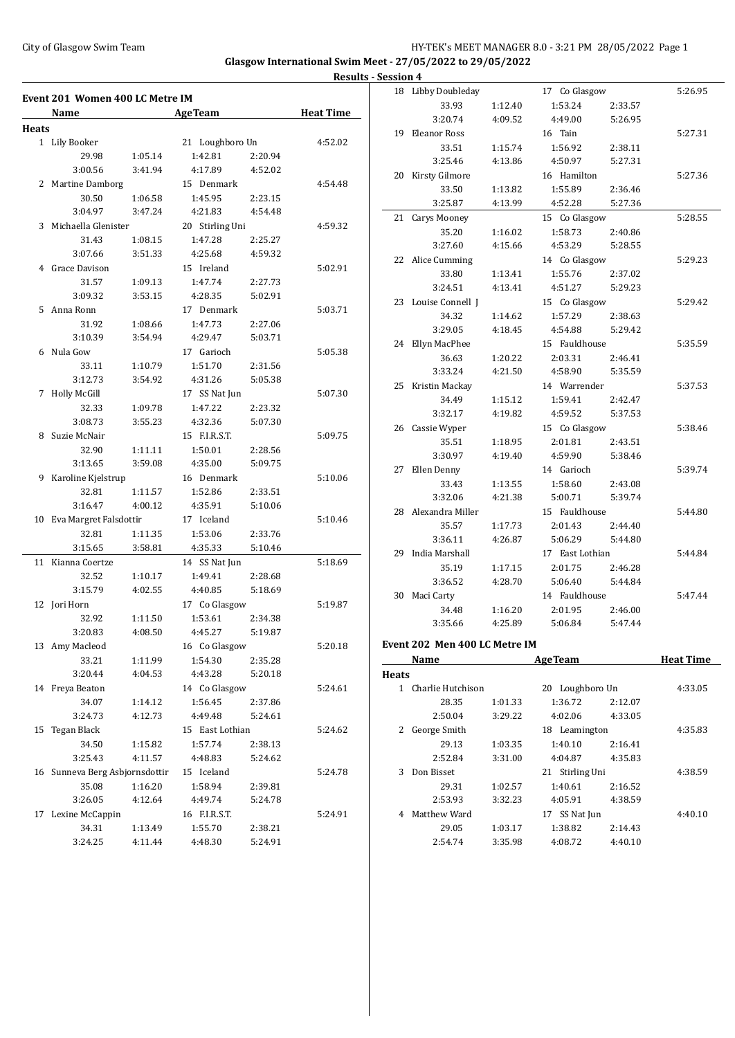City of Glasgow Swim Team — HY-TEK's MEET MANAGER 8.0 - 3:21 PM 28/05/2022

**Glasgow International Swim Meet - 27/05/2022 to 29/05/2022**

**Results - Session 4**

## Event 201 Women 400 LC Metre IM

| | Name | Age | Team | Heat Time |
|---|---|---|---|---|
| **Heats** | | | | |
| 1 | Lily Booker | 21 | Loughboro Un | 4:52.02 |
| | 29.98 / 1:05.14 / 1:42.81 / 2:20.94 / 3:00.56 / 3:41.94 / 4:17.89 / 4:52.02 | | | |
| 2 | Martine Damborg | 15 | Denmark | 4:54.48 |
| | 30.50 / 1:06.58 / 1:45.95 / 2:23.15 / 3:04.97 / 3:47.24 / 4:21.83 / 4:54.48 | | | |
| 3 | Michaella Glenister | 20 | Stirling Uni | 4:59.32 |
| | 31.43 / 1:08.15 / 1:47.28 / 2:25.27 / 3:07.66 / 3:51.33 / 4:25.68 / 4:59.32 | | | |
| 4 | Grace Davison | 15 | Ireland | 5:02.91 |
| | 31.57 / 1:09.13 / 1:47.74 / 2:27.73 / 3:09.32 / 3:53.15 / 4:28.35 / 5:02.91 | | | |
| 5 | Anna Ronn | 17 | Denmark | 5:03.71 |
| | 31.92 / 1:08.66 / 1:47.73 / 2:27.06 / 3:10.39 / 3:54.94 / 4:29.47 / 5:03.71 | | | |
| 6 | Nula Gow | 17 | Garioch | 5:05.38 |
| | 33.11 / 1:10.79 / 1:51.70 / 2:31.56 / 3:12.73 / 3:54.92 / 4:31.26 / 5:05.38 | | | |
| 7 | Holly McGill | 17 | SS Nat Jun | 5:07.30 |
| | 32.33 / 1:09.78 / 1:47.22 / 2:23.32 / 3:08.73 / 3:55.23 / 4:32.36 / 5:07.30 | | | |
| 8 | Suzie McNair | 15 | F.I.R.S.T. | 5:09.75 |
| | 32.90 / 1:11.11 / 1:50.01 / 2:28.56 / 3:13.65 / 3:59.08 / 4:35.00 / 5:09.75 | | | |
| 9 | Karoline Kjelstrup | 16 | Denmark | 5:10.06 |
| | 32.81 / 1:11.57 / 1:52.86 / 2:33.51 / 3:16.47 / 4:00.12 / 4:35.91 / 5:10.06 | | | |
| 10 | Eva Margret Falsdottir | 17 | Iceland | 5:10.46 |
| | 32.81 / 1:11.35 / 1:53.06 / 2:33.76 / 3:15.65 / 3:58.81 / 4:35.33 / 5:10.46 | | | |
| 11 | Kianna Coertze | 14 | SS Nat Jun | 5:18.69 |
| | 32.52 / 1:10.17 / 1:49.41 / 2:28.68 / 3:15.79 / 4:02.55 / 4:40.85 / 5:18.69 | | | |
| 12 | Jori Horn | 17 | Co Glasgow | 5:19.87 |
| | 32.92 / 1:11.50 / 1:53.61 / 2:34.38 / 3:20.83 / 4:08.50 / 4:45.27 / 5:19.87 | | | |
| 13 | Amy Macleod | 16 | Co Glasgow | 5:20.18 |
| | 33.21 / 1:11.99 / 1:54.30 / 2:35.28 / 3:20.44 / 4:04.53 / 4:43.28 / 5:20.18 | | | |
| 14 | Freya Beaton | 14 | Co Glasgow | 5:24.61 |
| | 34.07 / 1:14.12 / 1:56.45 / 2:37.86 / 3:24.73 / 4:12.73 / 4:49.48 / 5:24.61 | | | |
| 15 | Tegan Black | 15 | East Lothian | 5:24.62 |
| | 34.50 / 1:15.82 / 1:57.74 / 2:38.13 / 3:25.43 / 4:11.57 / 4:48.83 / 5:24.62 | | | |
| 16 | Sunneva Berg Asbjornsdottir | 15 | Iceland | 5:24.78 |
| | 35.08 / 1:16.20 / 1:58.94 / 2:39.81 / 3:26.05 / 4:12.64 / 4:49.74 / 5:24.78 | | | |
| 17 | Lexine McCappin | 16 | F.I.R.S.T. | 5:24.91 |
| | 34.31 / 1:13.49 / 1:55.70 / 2:38.21 / 3:24.25 / 4:11.44 / 4:48.30 / 5:24.91 | | | |
| 18 | Libby Doubleday | 17 | Co Glasgow | 5:26.95 |
| | 33.93 / 1:12.40 / 1:53.24 / 2:33.57 / 3:20.74 / 4:09.52 / 4:49.00 / 5:26.95 | | | |
| 19 | Eleanor Ross | 16 | Tain | 5:27.31 |
| | 33.51 / 1:15.74 / 1:56.92 / 2:38.11 / 3:25.46 / 4:13.86 / 4:50.97 / 5:27.31 | | | |
| 20 | Kirsty Gilmore | 16 | Hamilton | 5:27.36 |
| | 33.50 / 1:13.82 / 1:55.89 / 2:36.46 / 3:25.87 / 4:13.99 / 4:52.28 / 5:27.36 | | | |
| 21 | Carys Mooney | 15 | Co Glasgow | 5:28.55 |
| | 35.20 / 1:16.02 / 1:58.73 / 2:40.86 / 3:27.60 / 4:15.66 / 4:53.29 / 5:28.55 | | | |
| 22 | Alice Cumming | 14 | Co Glasgow | 5:29.23 |
| | 33.80 / 1:13.41 / 1:55.76 / 2:37.02 / 3:24.51 / 4:13.41 / 4:51.27 / 5:29.23 | | | |
| 23 | Louise Connell J | 15 | Co Glasgow | 5:29.42 |
| | 34.32 / 1:14.62 / 1:57.29 / 2:38.63 / 3:29.05 / 4:18.45 / 4:54.88 / 5:29.42 | | | |
| 24 | Ellyn MacPhee | 15 | Fauldhouse | 5:35.59 |
| | 36.63 / 1:20.22 / 2:03.31 / 2:46.41 / 3:33.24 / 4:21.50 / 4:58.90 / 5:35.59 | | | |
| 25 | Kristin Mackay | 14 | Warrender | 5:37.53 |
| | 34.49 / 1:15.12 / 1:59.41 / 2:42.47 / 3:32.17 / 4:19.82 / 4:59.52 / 5:37.53 | | | |
| 26 | Cassie Wyper | 15 | Co Glasgow | 5:38.46 |
| | 35.51 / 1:18.95 / 2:01.81 / 2:43.51 / 3:30.97 / 4:19.40 / 4:59.90 / 5:38.46 | | | |
| 27 | Ellen Denny | 14 | Garioch | 5:39.74 |
| | 33.43 / 1:13.55 / 1:58.60 / 2:43.08 / 3:32.06 / 4:21.38 / 5:00.71 / 5:39.74 | | | |
| 28 | Alexandra Miller | 15 | Fauldhouse | 5:44.80 |
| | 35.57 / 1:17.73 / 2:01.43 / 2:44.40 / 3:36.11 / 4:26.87 / 5:06.29 / 5:44.80 | | | |
| 29 | India Marshall | 17 | East Lothian | 5:44.84 |
| | 35.19 / 1:17.15 / 2:01.75 / 2:46.28 / 3:36.52 / 4:28.70 / 5:06.40 / 5:44.84 | | | |
| 30 | Maci Carty | 14 | Fauldhouse | 5:47.44 |
| | 34.48 / 1:16.20 / 2:01.95 / 2:46.00 / 3:35.66 / 4:25.89 / 5:06.84 / 5:47.44 | | | |

## Event 202 Men 400 LC Metre IM

| | Name | Age | Team | Heat Time |
|---|---|---|---|---|
| **Heats** | | | | |
| 1 | Charlie Hutchison | 20 | Loughboro Un | 4:33.05 |
| | 28.35 / 1:01.33 / 1:36.72 / 2:12.07 / 2:50.04 / 3:29.22 / 4:02.06 / 4:33.05 | | | |
| 2 | George Smith | 18 | Leamington | 4:35.83 |
| | 29.13 / 1:03.35 / 1:40.10 / 2:16.41 / 2:52.84 / 3:31.00 / 4:04.87 / 4:35.83 | | | |
| 3 | Don Bisset | 21 | Stirling Uni | 4:38.59 |
| | 29.31 / 1:02.57 / 1:40.61 / 2:16.52 / 2:53.93 / 3:32.23 / 4:05.91 / 4:38.59 | | | |
| 4 | Matthew Ward | 17 | SS Nat Jun | 4:40.10 |
| | 29.05 / 1:03.17 / 1:38.82 / 2:14.43 / 2:54.74 / 3:35.98 / 4:08.72 / 4:40.10 | | | |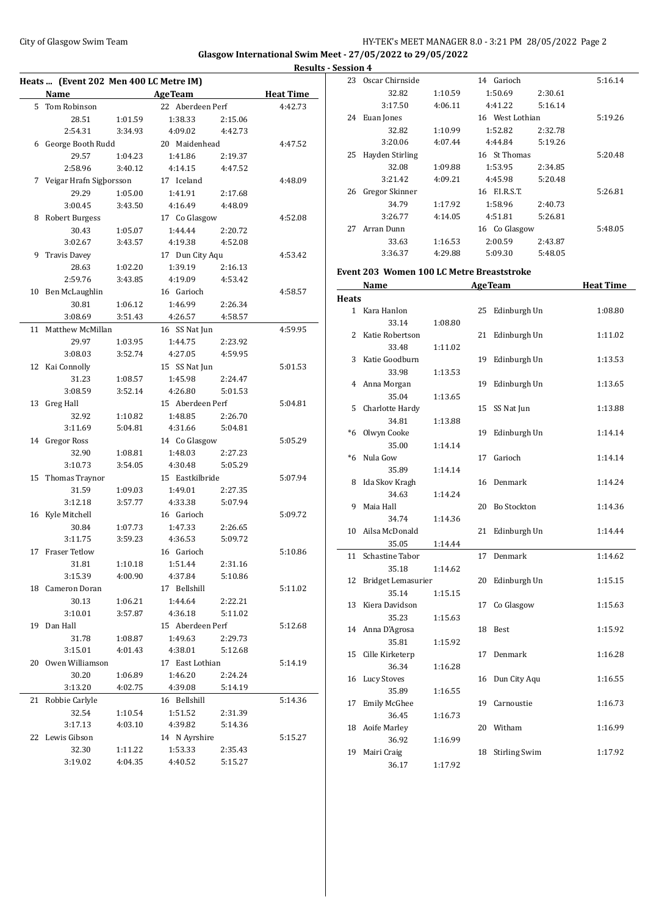## Heats ... (Event 202 Men 400 LC Metre IM)

| | Name | AgeTeam | | | Heat Time |
|---|---|---|---|---|---|
| 5 | Tom Robinson | 22 Aberdeen Perf | | | 4:42.73 |
| | 28.51 | 1:01.59 | 1:38.33 | 2:15.06 | |
| | 2:54.31 | 3:34.93 | 4:09.02 | 4:42.73 | |
| 6 | George Booth Rudd | 20 Maidenhead | | | 4:47.52 |
| | 29.57 | 1:04.23 | 1:41.86 | 2:19.37 | |
| | 2:58.96 | 3:40.12 | 4:14.15 | 4:47.52 | |
| 7 | Veigar Hrafn Sigþorsson | 17 Iceland | | | 4:48.09 |
| | 29.29 | 1:05.00 | 1:41.91 | 2:17.68 | |
| | 3:00.45 | 3:43.50 | 4:16.49 | 4:48.09 | |
| 8 | Robert Burgess | 17 Co Glasgow | | | 4:52.08 |
| | 30.43 | 1:05.07 | 1:44.44 | 2:20.72 | |
| | 3:02.67 | 3:43.57 | 4:19.38 | 4:52.08 | |
| 9 | Travis Davey | 17 Dun City Aqu | | | 4:53.42 |
| | 28.63 | 1:02.20 | 1:39.19 | 2:16.13 | |
| | 2:59.76 | 3:43.85 | 4:19.09 | 4:53.42 | |
| 10 | Ben McLaughlin | 16 Garioch | | | 4:58.57 |
| | 30.81 | 1:06.12 | 1:46.99 | 2:26.34 | |
| | 3:08.69 | 3:51.43 | 4:26.57 | 4:58.57 | |
| 11 | Matthew McMillan | 16 SS Nat Jun | | | 4:59.95 |
| | 29.97 | 1:03.95 | 1:44.75 | 2:23.92 | |
| | 3:08.03 | 3:52.74 | 4:27.05 | 4:59.95 | |
| 12 | Kai Connolly | 15 SS Nat Jun | | | 5:01.53 |
| | 31.23 | 1:08.57 | 1:45.98 | 2:24.47 | |
| | 3:08.59 | 3:52.14 | 4:26.80 | 5:01.53 | |
| 13 | Greg Hall | 15 Aberdeen Perf | | | 5:04.81 |
| | 32.92 | 1:10.82 | 1:48.85 | 2:26.70 | |
| | 3:11.69 | 5:04.81 | 4:31.66 | 5:04.81 | |
| 14 | Gregor Ross | 14 Co Glasgow | | | 5:05.29 |
| | 32.90 | 1:08.81 | 1:48.03 | 2:27.23 | |
| | 3:10.73 | 3:54.05 | 4:30.48 | 5:05.29 | |
| 15 | Thomas Traynor | 15 Eastkilbride | | | 5:07.94 |
| | 31.59 | 1:09.03 | 1:49.01 | 2:27.35 | |
| | 3:12.18 | 3:57.77 | 4:33.38 | 5:07.94 | |
| 16 | Kyle Mitchell | 16 Garioch | | | 5:09.72 |
| | 30.84 | 1:07.73 | 1:47.33 | 2:26.65 | |
| | 3:11.75 | 3:59.23 | 4:36.53 | 5:09.72 | |
| 17 | Fraser Tetlow | 16 Garioch | | | 5:10.86 |
| | 31.81 | 1:10.18 | 1:51.44 | 2:31.16 | |
| | 3:15.39 | 4:00.90 | 4:37.84 | 5:10.86 | |
| 18 | Cameron Doran | 17 Bellshill | | | 5:11.02 |
| | 30.13 | 1:06.21 | 1:44.64 | 2:22.21 | |
| | 3:10.01 | 3:57.87 | 4:36.18 | 5:11.02 | |
| 19 | Dan Hall | 15 Aberdeen Perf | | | 5:12.68 |
| | 31.78 | 1:08.87 | 1:49.63 | 2:29.73 | |
| | 3:15.01 | 4:01.43 | 4:38.01 | 5:12.68 | |
| 20 | Owen Williamson | 17 East Lothian | | | 5:14.19 |
| | 30.20 | 1:06.89 | 1:46.20 | 2:24.24 | |
| | 3:13.20 | 4:02.75 | 4:39.08 | 5:14.19 | |
| 21 | Robbie Carlyle | 16 Bellshill | | | 5:14.36 |
| | 32.54 | 1:10.54 | 1:51.52 | 2:31.39 | |
| | 3:17.13 | 4:03.10 | 4:39.82 | 5:14.36 | |
| 22 | Lewis Gibson | 14 N Ayrshire | | | 5:15.27 |
| | 32.30 | 1:11.22 | 1:53.33 | 2:35.43 | |
| | 3:19.02 | 4:04.35 | 4:40.52 | 5:15.27 | |
| 23 | Oscar Chirnside | 14 Garioch | | | 5:16.14 |
| | 32.82 | 1:10.59 | 1:50.69 | 2:30.61 | |
| | 3:17.50 | 4:06.11 | 4:41.22 | 5:16.14 | |
| 24 | Euan Jones | 16 West Lothian | | | 5:19.26 |
| | 32.82 | 1:10.99 | 1:52.82 | 2:32.78 | |
| | 3:20.06 | 4:07.44 | 4:44.84 | 5:19.26 | |
| 25 | Hayden Stirling | 16 St Thomas | | | 5:20.48 |
| | 32.08 | 1:09.88 | 1:53.95 | 2:34.85 | |
| | 3:21.42 | 4:09.21 | 4:45.98 | 5:20.48 | |
| 26 | Gregor Skinner | 16 F.I.R.S.T. | | | 5:26.81 |
| | 34.79 | 1:17.92 | 1:58.96 | 2:40.73 | |
| | 3:26.77 | 4:14.05 | 4:51.81 | 5:26.81 | |
| 27 | Arran Dunn | 16 Co Glasgow | | | 5:48.05 |
| | 33.63 | 1:16.53 | 2:00.59 | 2:43.87 | |
| | 3:36.37 | 4:29.88 | 5:09.30 | 5:48.05 | |

## Event 203 Women 100 LC Metre Breaststroke

| | Name | | AgeTeam | Heat Time |
|---|---|---|---|---|
| **Heats** | | | | |
| 1 | Kara Hanlon | | 25 Edinburgh Un | 1:08.80 |
| | 33.14 | 1:08.80 | | |
| 2 | Katie Robertson | | 21 Edinburgh Un | 1:11.02 |
| | 33.48 | 1:11.02 | | |
| 3 | Katie Goodburn | | 19 Edinburgh Un | 1:13.53 |
| | 33.98 | 1:13.53 | | |
| 4 | Anna Morgan | | 19 Edinburgh Un | 1:13.65 |
| | 35.04 | 1:13.65 | | |
| 5 | Charlotte Hardy | | 15 SS Nat Jun | 1:13.88 |
| | 34.81 | 1:13.88 | | |
| *6 | Olwyn Cooke | | 19 Edinburgh Un | 1:14.14 |
| | 35.00 | 1:14.14 | | |
| *6 | Nula Gow | | 17 Garioch | 1:14.14 |
| | 35.89 | 1:14.14 | | |
| 8 | Ida Skov Kragh | | 16 Denmark | 1:14.24 |
| | 34.63 | 1:14.24 | | |
| 9 | Maia Hall | | 20 Bo Stockton | 1:14.36 |
| | 34.74 | 1:14.36 | | |
| 10 | Ailsa McDonald | | 21 Edinburgh Un | 1:14.44 |
| | 35.05 | 1:14.44 | | |
| 11 | Schastine Tabor | | 17 Denmark | 1:14.62 |
| | 35.18 | 1:14.62 | | |
| 12 | Bridget Lemasurier | | 20 Edinburgh Un | 1:15.15 |
| | 35.14 | 1:15.15 | | |
| 13 | Kiera Davidson | | 17 Co Glasgow | 1:15.63 |
| | 35.23 | 1:15.63 | | |
| 14 | Anna D'Agrosa | | 18 Best | 1:15.92 |
| | 35.81 | 1:15.92 | | |
| 15 | Cille Kirketerp | | 17 Denmark | 1:16.28 |
| | 36.34 | 1:16.28 | | |
| 16 | Lucy Stoves | | 16 Dun City Aqu | 1:16.55 |
| | 35.89 | 1:16.55 | | |
| 17 | Emily McGhee | | 19 Carnoustie | 1:16.73 |
| | 36.45 | 1:16.73 | | |
| 18 | Aoife Marley | | 20 Witham | 1:16.99 |
| | 36.92 | 1:16.99 | | |
| 19 | Mairi Craig | | 18 Stirling Swim | 1:17.92 |
| | 36.17 | 1:17.92 | | |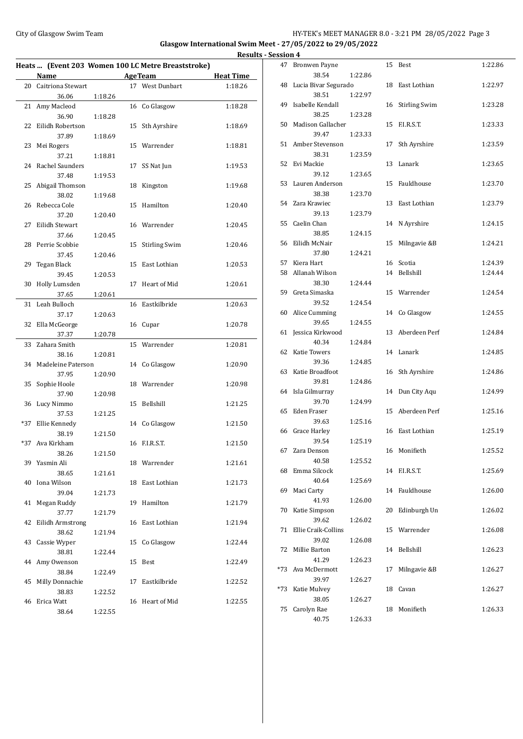## Glasgow International Swim Meet - 27/05/2022 to 29/05/2022

### Results - Session 4

#### Heats ... (Event 203 Women 100 LC Metre Breaststroke)

| | Name | Age | Team | Heat Time |
|---|---|---|---|---|
| 20 | Caitriona Stewart | 17 | West Dunbart | 1:18.26 |
| | 36.06 1:18.26 | | | |
| 21 | Amy Macleod | 16 | Co Glasgow | 1:18.28 |
| | 36.90 1:18.28 | | | |
| 22 | Eilidh Robertson | 15 | Sth Ayrshire | 1:18.69 |
| | 37.89 1:18.69 | | | |
| 23 | Mei Rogers | 15 | Warrender | 1:18.81 |
| | 37.21 1:18.81 | | | |
| 24 | Rachel Saunders | 17 | SS Nat Jun | 1:19.53 |
| | 37.48 1:19.53 | | | |
| 25 | Abigail Thomson | 18 | Kingston | 1:19.68 |
| | 38.02 1:19.68 | | | |
| 26 | Rebecca Cole | 15 | Hamilton | 1:20.40 |
| | 37.20 1:20.40 | | | |
| 27 | Eilidh Stewart | 16 | Warrender | 1:20.45 |
| | 37.66 1:20.45 | | | |
| 28 | Perrie Scobbie | 15 | Stirling Swim | 1:20.46 |
| | 37.45 1:20.46 | | | |
| 29 | Tegan Black | 15 | East Lothian | 1:20.53 |
| | 39.45 1:20.53 | | | |
| 30 | Holly Lumsden | 17 | Heart of Mid | 1:20.61 |
| | 37.65 1:20.61 | | | |
| 31 | Leah Bulloch | 16 | Eastkilbride | 1:20.63 |
| | 37.17 1:20.63 | | | |
| 32 | Ella McGeorge | 16 | Cupar | 1:20.78 |
| | 37.37 1:20.78 | | | |
| 33 | Zahara Smith | 15 | Warrender | 1:20.81 |
| | 38.16 1:20.81 | | | |
| 34 | Madeleine Paterson | 14 | Co Glasgow | 1:20.90 |
| | 37.95 1:20.90 | | | |
| 35 | Sophie Hoole | 18 | Warrender | 1:20.98 |
| | 37.90 1:20.98 | | | |
| 36 | Lucy Nimmo | 15 | Bellshill | 1:21.25 |
| | 37.53 1:21.25 | | | |
| *37 | Ellie Kennedy | 14 | Co Glasgow | 1:21.50 |
| | 38.19 1:21.50 | | | |
| *37 | Ava Kirkham | 16 | F.I.R.S.T. | 1:21.50 |
| | 38.26 1:21.50 | | | |
| 39 | Yasmin Ali | 18 | Warrender | 1:21.61 |
| | 38.65 1:21.61 | | | |
| 40 | Iona Wilson | 18 | East Lothian | 1:21.73 |
| | 39.04 1:21.73 | | | |
| 41 | Megan Ruddy | 19 | Hamilton | 1:21.79 |
| | 37.77 1:21.79 | | | |
| 42 | Eilidh Armstrong | 16 | East Lothian | 1:21.94 |
| | 38.62 1:21.94 | | | |
| 43 | Cassie Wyper | 15 | Co Glasgow | 1:22.44 |
| | 38.81 1:22.44 | | | |
| 44 | Amy Owenson | 15 | Best | 1:22.49 |
| | 38.84 1:22.49 | | | |
| 45 | Milly Donnachie | 17 | Eastkilbride | 1:22.52 |
| | 38.83 1:22.52 | | | |
| 46 | Erica Watt | 16 | Heart of Mid | 1:22.55 |
| | 38.64 1:22.55 | | | |
| 47 | Bronwen Payne | 15 | Best | 1:22.86 |
| | 38.54 1:22.86 | | | |
| 48 | Lucia Bivar Segurado | 18 | East Lothian | 1:22.97 |
| | 38.51 1:22.97 | | | |
| 49 | Isabelle Kendall | 16 | Stirling Swim | 1:23.28 |
| | 38.25 1:23.28 | | | |
| 50 | Madison Gallacher | 15 | F.I.R.S.T. | 1:23.33 |
| | 39.47 1:23.33 | | | |
| 51 | Amber Stevenson | 17 | Sth Ayrshire | 1:23.59 |
| | 38.31 1:23.59 | | | |
| 52 | Evi Mackie | 13 | Lanark | 1:23.65 |
| | 39.12 1:23.65 | | | |
| 53 | Lauren Anderson | 15 | Fauldhouse | 1:23.70 |
| | 38.38 1:23.70 | | | |
| 54 | Zara Krawiec | 13 | East Lothian | 1:23.79 |
| | 39.13 1:23.79 | | | |
| 55 | Caelin Chan | 14 | N Ayrshire | 1:24.15 |
| | 38.85 1:24.15 | | | |
| 56 | Eilidh McNair | 15 | Milngavie &B | 1:24.21 |
| | 37.80 1:24.21 | | | |
| 57 | Kiera Hart | 16 | Scotia | 1:24.39 |
| 58 | Allanah Wilson | 14 | Bellshill | 1:24.44 |
| | 38.30 1:24.44 | | | |
| 59 | Greta Simaska | 15 | Warrender | 1:24.54 |
| | 39.52 1:24.54 | | | |
| 60 | Alice Cumming | 14 | Co Glasgow | 1:24.55 |
| | 39.65 1:24.55 | | | |
| 61 | Jessica Kirkwood | 13 | Aberdeen Perf | 1:24.84 |
| | 40.34 1:24.84 | | | |
| 62 | Katie Towers | 14 | Lanark | 1:24.85 |
| | 39.36 1:24.85 | | | |
| 63 | Katie Broadfoot | 16 | Sth Ayrshire | 1:24.86 |
| | 39.81 1:24.86 | | | |
| 64 | Isla Gilmurray | 14 | Dun City Aqu | 1:24.99 |
| | 39.70 1:24.99 | | | |
| 65 | Eden Fraser | 15 | Aberdeen Perf | 1:25.16 |
| | 39.63 1:25.16 | | | |
| 66 | Grace Harley | 16 | East Lothian | 1:25.19 |
| | 39.54 1:25.19 | | | |
| 67 | Zara Denson | 16 | Monifieth | 1:25.52 |
| | 40.58 1:25.52 | | | |
| 68 | Emma Silcock | 14 | F.I.R.S.T. | 1:25.69 |
| | 40.64 1:25.69 | | | |
| 69 | Maci Carty | 14 | Fauldhouse | 1:26.00 |
| | 41.93 1:26.00 | | | |
| 70 | Katie Simpson | 20 | Edinburgh Un | 1:26.02 |
| | 39.62 1:26.02 | | | |
| 71 | Ellie Craik-Collins | 15 | Warrender | 1:26.08 |
| | 39.02 1:26.08 | | | |
| 72 | Millie Barton | 14 | Bellshill | 1:26.23 |
| | 41.29 1:26.23 | | | |
| *73 | Ava McDermott | 17 | Milngavie &B | 1:26.27 |
| | 39.97 1:26.27 | | | |
| *73 | Katie Mulvey | 18 | Cavan | 1:26.27 |
| | 38.05 1:26.27 | | | |
| 75 | Carolyn Rae | 18 | Monifieth | 1:26.33 |
| | 40.75 1:26.33 | | | |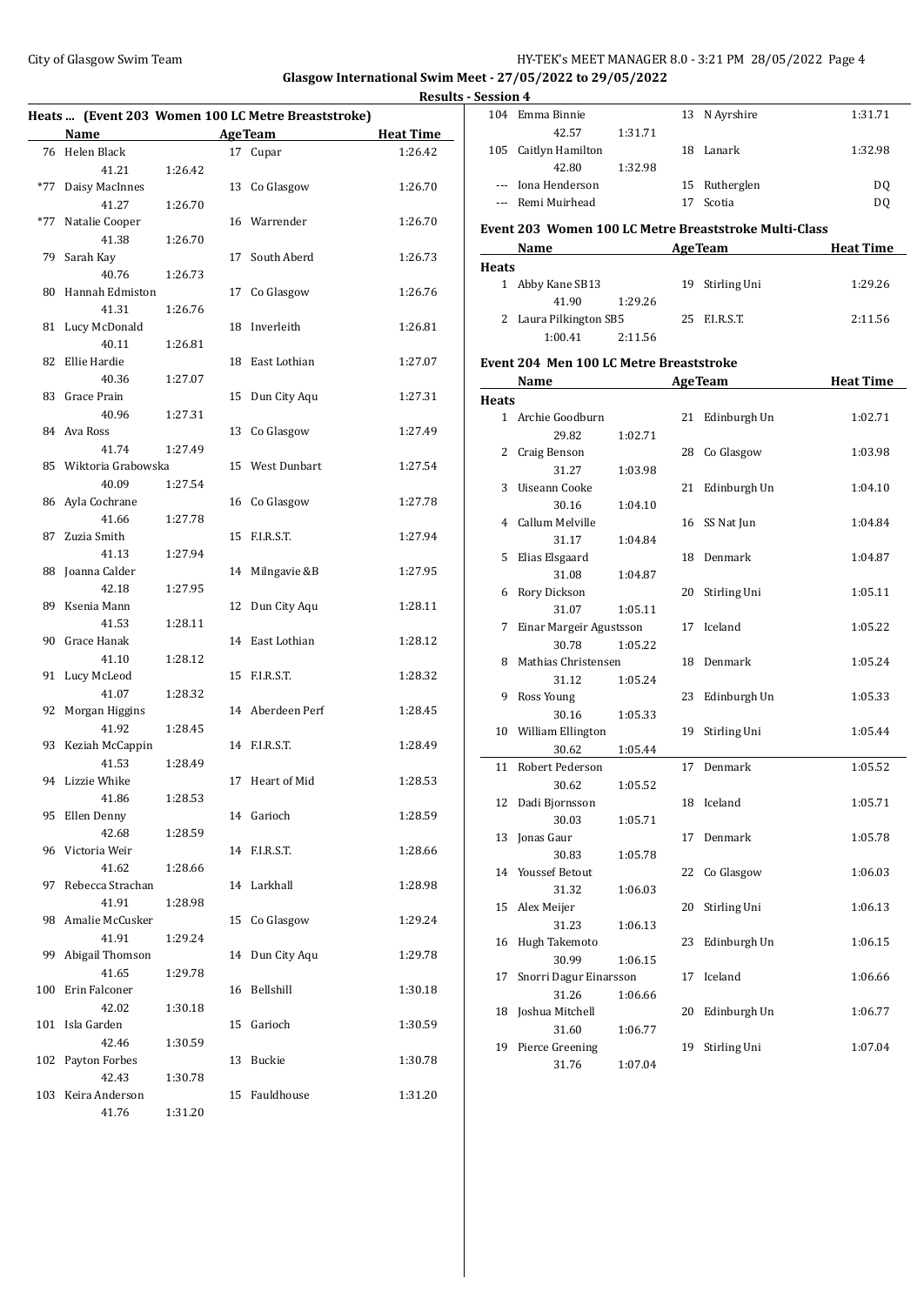## Results - Session 4

### Heats ... (Event 203 Women 100 LC Metre Breaststroke)

| | Name | Age | Team | Heat Time |
|---|---|---|---|---|
| 76 | Helen Black | 17 | Cupar | 1:26.42 |
| | 41.21 1:26.42 | | | |
| *77 | Daisy MacInnes | 13 | Co Glasgow | 1:26.70 |
| | 41.27 1:26.70 | | | |
| *77 | Natalie Cooper | 16 | Warrender | 1:26.70 |
| | 41.38 1:26.70 | | | |
| 79 | Sarah Kay | 17 | South Aberd | 1:26.73 |
| | 40.76 1:26.73 | | | |
| 80 | Hannah Edmiston | 17 | Co Glasgow | 1:26.76 |
| | 41.31 1:26.76 | | | |
| 81 | Lucy McDonald | 18 | Inverleith | 1:26.81 |
| | 40.11 1:26.81 | | | |
| 82 | Ellie Hardie | 18 | East Lothian | 1:27.07 |
| | 40.36 1:27.07 | | | |
| 83 | Grace Prain | 15 | Dun City Aqu | 1:27.31 |
| | 40.96 1:27.31 | | | |
| 84 | Ava Ross | 13 | Co Glasgow | 1:27.49 |
| | 41.74 1:27.49 | | | |
| 85 | Wiktoria Grabowska | 15 | West Dunbart | 1:27.54 |
| | 40.09 1:27.54 | | | |
| 86 | Ayla Cochrane | 16 | Co Glasgow | 1:27.78 |
| | 41.66 1:27.78 | | | |
| 87 | Zuzia Smith | 15 | F.I.R.S.T. | 1:27.94 |
| | 41.13 1:27.94 | | | |
| 88 | Joanna Calder | 14 | Milngavie &B | 1:27.95 |
| | 42.18 1:27.95 | | | |
| 89 | Ksenia Mann | 12 | Dun City Aqu | 1:28.11 |
| | 41.53 1:28.11 | | | |
| 90 | Grace Hanak | 14 | East Lothian | 1:28.12 |
| | 41.10 1:28.12 | | | |
| 91 | Lucy McLeod | 15 | F.I.R.S.T. | 1:28.32 |
| | 41.07 1:28.32 | | | |
| 92 | Morgan Higgins | 14 | Aberdeen Perf | 1:28.45 |
| | 41.92 1:28.45 | | | |
| 93 | Keziah McCappin | 14 | F.I.R.S.T. | 1:28.49 |
| | 41.53 1:28.49 | | | |
| 94 | Lizzie Whike | 17 | Heart of Mid | 1:28.53 |
| | 41.86 1:28.53 | | | |
| 95 | Ellen Denny | 14 | Garioch | 1:28.59 |
| | 42.68 1:28.59 | | | |
| 96 | Victoria Weir | 14 | F.I.R.S.T. | 1:28.66 |
| | 41.62 1:28.66 | | | |
| 97 | Rebecca Strachan | 14 | Larkhall | 1:28.98 |
| | 41.91 1:28.98 | | | |
| 98 | Amalie McCusker | 15 | Co Glasgow | 1:29.24 |
| | 41.91 1:29.24 | | | |
| 99 | Abigail Thomson | 14 | Dun City Aqu | 1:29.78 |
| | 41.65 1:29.78 | | | |
| 100 | Erin Falconer | 16 | Bellshill | 1:30.18 |
| | 42.02 1:30.18 | | | |
| 101 | Isla Garden | 15 | Garioch | 1:30.59 |
| | 42.46 1:30.59 | | | |
| 102 | Payton Forbes | 13 | Buckie | 1:30.78 |
| | 42.43 1:30.78 | | | |
| 103 | Keira Anderson | 15 | Fauldhouse | 1:31.20 |
| | 41.76 1:31.20 | | | |
| 104 | Emma Binnie | 13 | N Ayrshire | 1:31.71 |
| | 42.57 1:31.71 | | | |
| 105 | Caitlyn Hamilton | 18 | Lanark | 1:32.98 |
| | 42.80 1:32.98 | | | |
| --- | Iona Henderson | 15 | Rutherglen | DQ |
| --- | Remi Muirhead | 17 | Scotia | DQ |

### Event 203 Women 100 LC Metre Breaststroke Multi-Class

| | Name | Age | Team | Heat Time |
|---|---|---|---|---|
| **Heats** | | | | |
| 1 | Abby Kane SB13 | 19 | Stirling Uni | 1:29.26 |
| | 41.90 1:29.26 | | | |
| 2 | Laura Pilkington SB5 | 25 | F.I.R.S.T. | 2:11.56 |
| | 1:00.41 2:11.56 | | | |

### Event 204 Men 100 LC Metre Breaststroke

| | Name | Age | Team | Heat Time |
|---|---|---|---|---|
| **Heats** | | | | |
| 1 | Archie Goodburn | 21 | Edinburgh Un | 1:02.71 |
| | 29.82 1:02.71 | | | |
| 2 | Craig Benson | 28 | Co Glasgow | 1:03.98 |
| | 31.27 1:03.98 | | | |
| 3 | Uiseann Cooke | 21 | Edinburgh Un | 1:04.10 |
| | 30.16 1:04.10 | | | |
| 4 | Callum Melville | 16 | SS Nat Jun | 1:04.84 |
| | 31.17 1:04.84 | | | |
| 5 | Elias Elsgaard | 18 | Denmark | 1:04.87 |
| | 31.08 1:04.87 | | | |
| 6 | Rory Dickson | 20 | Stirling Uni | 1:05.11 |
| | 31.07 1:05.11 | | | |
| 7 | Einar Margeir Agustsson | 17 | Iceland | 1:05.22 |
| | 30.78 1:05.22 | | | |
| 8 | Mathias Christensen | 18 | Denmark | 1:05.24 |
| | 31.12 1:05.24 | | | |
| 9 | Ross Young | 23 | Edinburgh Un | 1:05.33 |
| | 30.16 1:05.33 | | | |
| 10 | William Ellington | 19 | Stirling Uni | 1:05.44 |
| | 30.62 1:05.44 | | | |
| 11 | Robert Pederson | 17 | Denmark | 1:05.52 |
| | 30.62 1:05.52 | | | |
| 12 | Dadi Bjornsson | 18 | Iceland | 1:05.71 |
| | 30.03 1:05.71 | | | |
| 13 | Jonas Gaur | 17 | Denmark | 1:05.78 |
| | 30.83 1:05.78 | | | |
| 14 | Youssef Betout | 22 | Co Glasgow | 1:06.03 |
| | 31.32 1:06.03 | | | |
| 15 | Alex Meijer | 20 | Stirling Uni | 1:06.13 |
| | 31.23 1:06.13 | | | |
| 16 | Hugh Takemoto | 23 | Edinburgh Un | 1:06.15 |
| | 30.99 1:06.15 | | | |
| 17 | Snorri Dagur Einarsson | 17 | Iceland | 1:06.66 |
| | 31.26 1:06.66 | | | |
| 18 | Joshua Mitchell | 20 | Edinburgh Un | 1:06.77 |
| | 31.60 1:06.77 | | | |
| 19 | Pierce Greening | 19 | Stirling Uni | 1:07.04 |
| | 31.76 1:07.04 | | | |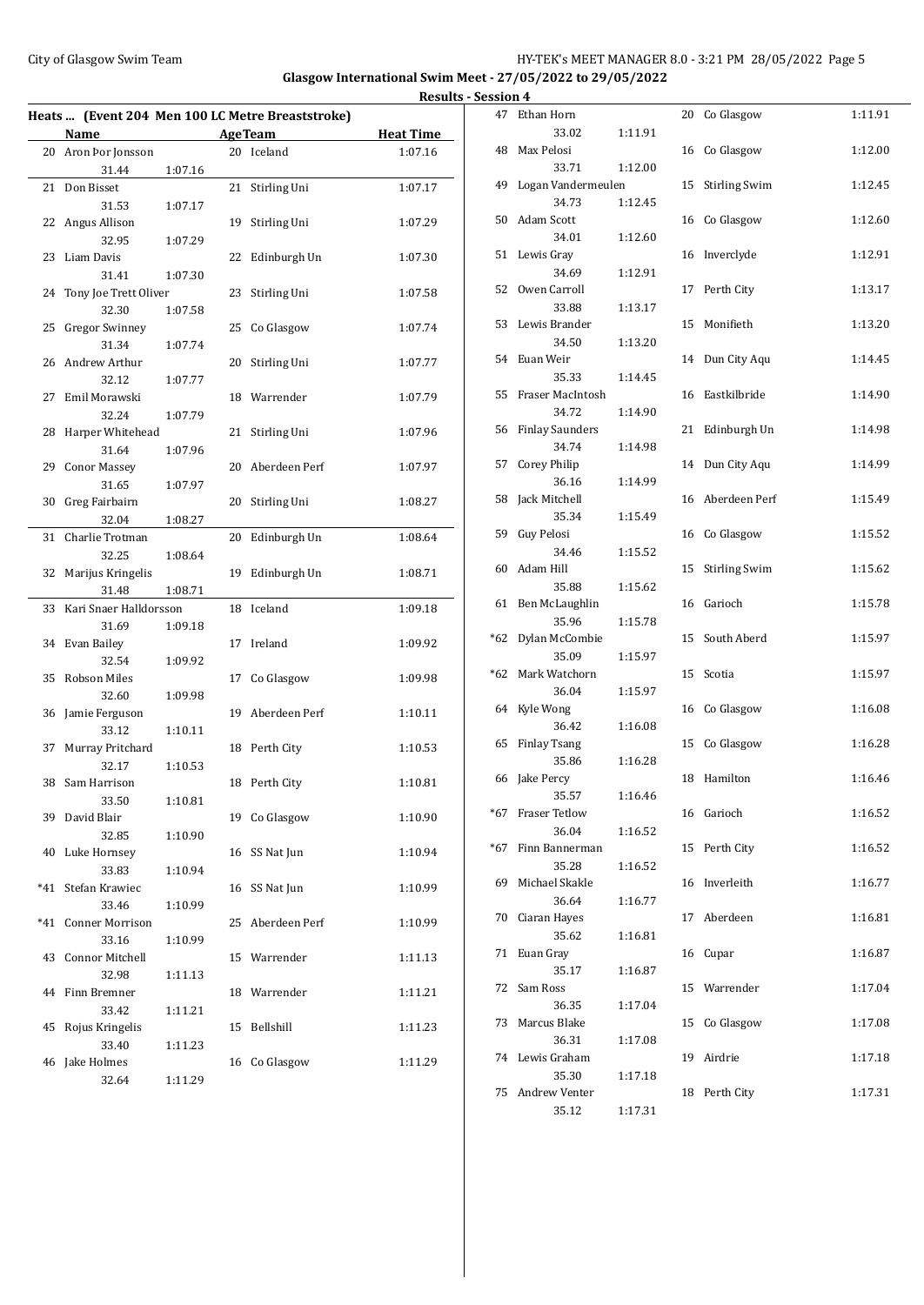City of Glasgow Swim Team

Glasgow International Swim Meet - 27/05/2022 to 29/05/2022

**Results - Session 4**

## Heats ... (Event 204 Men 100 LC Metre Breaststroke)

| | Name | | Age | Team | Heat Time |
|---|---|---|---|---|---|
| 20 | Aron Þor Jonsson | | 20 | Iceland | 1:07.16 |
| | 31.44 | 1:07.16 | | | |
| 21 | Don Bisset | | 21 | Stirling Uni | 1:07.17 |
| | 31.53 | 1:07.17 | | | |
| 22 | Angus Allison | | 19 | Stirling Uni | 1:07.29 |
| | 32.95 | 1:07.29 | | | |
| 23 | Liam Davis | | 22 | Edinburgh Un | 1:07.30 |
| | 31.41 | 1:07.30 | | | |
| 24 | Tony Joe Trett Oliver | | 23 | Stirling Uni | 1:07.58 |
| | 32.30 | 1:07.58 | | | |
| 25 | Gregor Swinney | | 25 | Co Glasgow | 1:07.74 |
| | 31.34 | 1:07.74 | | | |
| 26 | Andrew Arthur | | 20 | Stirling Uni | 1:07.77 |
| | 32.12 | 1:07.77 | | | |
| 27 | Emil Morawski | | 18 | Warrender | 1:07.79 |
| | 32.24 | 1:07.79 | | | |
| 28 | Harper Whitehead | | 21 | Stirling Uni | 1:07.96 |
| | 31.64 | 1:07.96 | | | |
| 29 | Conor Massey | | 20 | Aberdeen Perf | 1:07.97 |
| | 31.65 | 1:07.97 | | | |
| 30 | Greg Fairbairn | | 20 | Stirling Uni | 1:08.27 |
| | 32.04 | 1:08.27 | | | |
| 31 | Charlie Trotman | | 20 | Edinburgh Un | 1:08.64 |
| | 32.25 | 1:08.64 | | | |
| 32 | Marijus Kringelis | | 19 | Edinburgh Un | 1:08.71 |
| | 31.48 | 1:08.71 | | | |
| 33 | Kari Snaer Halldorsson | | 18 | Iceland | 1:09.18 |
| | 31.69 | 1:09.18 | | | |
| 34 | Evan Bailey | | 17 | Ireland | 1:09.92 |
| | 32.54 | 1:09.92 | | | |
| 35 | Robson Miles | | 17 | Co Glasgow | 1:09.98 |
| | 32.60 | 1:09.98 | | | |
| 36 | Jamie Ferguson | | 19 | Aberdeen Perf | 1:10.11 |
| | 33.12 | 1:10.11 | | | |
| 37 | Murray Pritchard | | 18 | Perth City | 1:10.53 |
| | 32.17 | 1:10.53 | | | |
| 38 | Sam Harrison | | 18 | Perth City | 1:10.81 |
| | 33.50 | 1:10.81 | | | |
| 39 | David Blair | | 19 | Co Glasgow | 1:10.90 |
| | 32.85 | 1:10.90 | | | |
| 40 | Luke Hornsey | | 16 | SS Nat Jun | 1:10.94 |
| | 33.83 | 1:10.94 | | | |
| *41 | Stefan Krawiec | | 16 | SS Nat Jun | 1:10.99 |
| | 33.46 | 1:10.99 | | | |
| *41 | Conner Morrison | | 25 | Aberdeen Perf | 1:10.99 |
| | 33.16 | 1:10.99 | | | |
| 43 | Connor Mitchell | | 15 | Warrender | 1:11.13 |
| | 32.98 | 1:11.13 | | | |
| 44 | Finn Bremner | | 18 | Warrender | 1:11.21 |
| | 33.42 | 1:11.21 | | | |
| 45 | Rojus Kringelis | | 15 | Bellshill | 1:11.23 |
| | 33.40 | 1:11.23 | | | |
| 46 | Jake Holmes | | 16 | Co Glasgow | 1:11.29 |
| | 32.64 | 1:11.29 | | | |
| 47 | Ethan Horn | | 20 | Co Glasgow | 1:11.91 |
| | 33.02 | 1:11.91 | | | |
| 48 | Max Pelosi | | 16 | Co Glasgow | 1:12.00 |
| | 33.71 | 1:12.00 | | | |
| 49 | Logan Vandermeulen | | 15 | Stirling Swim | 1:12.45 |
| | 34.73 | 1:12.45 | | | |
| 50 | Adam Scott | | 16 | Co Glasgow | 1:12.60 |
| | 34.01 | 1:12.60 | | | |
| 51 | Lewis Gray | | 16 | Inverclyde | 1:12.91 |
| | 34.69 | 1:12.91 | | | |
| 52 | Owen Carroll | | 17 | Perth City | 1:13.17 |
| | 33.88 | 1:13.17 | | | |
| 53 | Lewis Brander | | 15 | Monifieth | 1:13.20 |
| | 34.50 | 1:13.20 | | | |
| 54 | Euan Weir | | 14 | Dun City Aqu | 1:14.45 |
| | 35.33 | 1:14.45 | | | |
| 55 | Fraser MacIntosh | | 16 | Eastkilbride | 1:14.90 |
| | 34.72 | 1:14.90 | | | |
| 56 | Finlay Saunders | | 21 | Edinburgh Un | 1:14.98 |
| | 34.74 | 1:14.98 | | | |
| 57 | Corey Philip | | 14 | Dun City Aqu | 1:14.99 |
| | 36.16 | 1:14.99 | | | |
| 58 | Jack Mitchell | | 16 | Aberdeen Perf | 1:15.49 |
| | 35.34 | 1:15.49 | | | |
| 59 | Guy Pelosi | | 16 | Co Glasgow | 1:15.52 |
| | 34.46 | 1:15.52 | | | |
| 60 | Adam Hill | | 15 | Stirling Swim | 1:15.62 |
| | 35.88 | 1:15.62 | | | |
| 61 | Ben McLaughlin | | 16 | Garioch | 1:15.78 |
| | 35.96 | 1:15.78 | | | |
| *62 | Dylan McCombie | | 15 | South Aberd | 1:15.97 |
| | 35.09 | 1:15.97 | | | |
| *62 | Mark Watchorn | | 15 | Scotia | 1:15.97 |
| | 36.04 | 1:15.97 | | | |
| 64 | Kyle Wong | | 16 | Co Glasgow | 1:16.08 |
| | 36.42 | 1:16.08 | | | |
| 65 | Finlay Tsang | | 15 | Co Glasgow | 1:16.28 |
| | 35.86 | 1:16.28 | | | |
| 66 | Jake Percy | | 18 | Hamilton | 1:16.46 |
| | 35.57 | 1:16.46 | | | |
| *67 | Fraser Tetlow | | 16 | Garioch | 1:16.52 |
| | 36.04 | 1:16.52 | | | |
| *67 | Finn Bannerman | | 15 | Perth City | 1:16.52 |
| | 35.28 | 1:16.52 | | | |
| 69 | Michael Skakle | | 16 | Inverleith | 1:16.77 |
| | 36.64 | 1:16.77 | | | |
| 70 | Ciaran Hayes | | 17 | Aberdeen | 1:16.81 |
| | 35.62 | 1:16.81 | | | |
| 71 | Euan Gray | | 16 | Cupar | 1:16.87 |
| | 35.17 | 1:16.87 | | | |
| 72 | Sam Ross | | 15 | Warrender | 1:17.04 |
| | 36.35 | 1:17.04 | | | |
| 73 | Marcus Blake | | 15 | Co Glasgow | 1:17.08 |
| | 36.31 | 1:17.08 | | | |
| 74 | Lewis Graham | | 19 | Airdrie | 1:17.18 |
| | 35.30 | 1:17.18 | | | |
| 75 | Andrew Venter | | 18 | Perth City | 1:17.31 |
| | 35.12 | 1:17.31 | | | |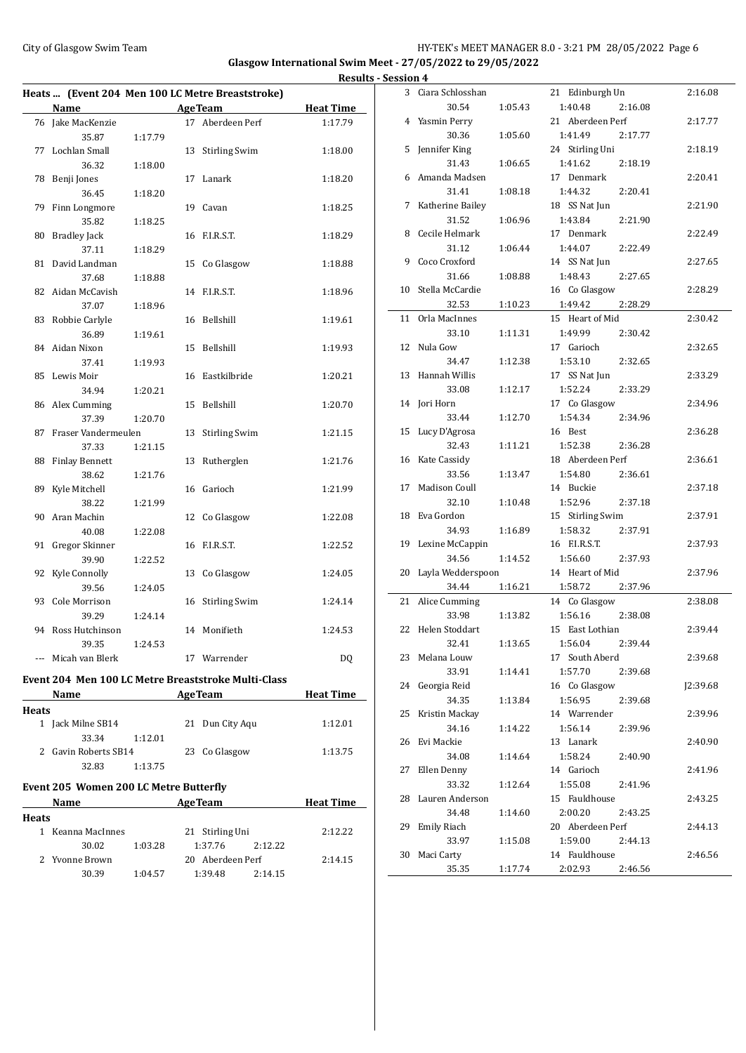City of Glasgow Swim Team

Glasgow International Swim Meet - 27/05/2022 to 29/05/2022

Results - Session 4

### Heats ... (Event 204 Men 100 LC Metre Breaststroke)

| | Name | | Age | Team | | Heat Time |
|---|---|---|---|---|---|---|
| 76 | Jake MacKenzie | | 17 | Aberdeen Perf | | 1:17.79 |
| | 35.87 | 1:17.79 | | | | |
| 77 | Lochlan Small | | 13 | Stirling Swim | | 1:18.00 |
| | 36.32 | 1:18.00 | | | | |
| 78 | Benji Jones | | 17 | Lanark | | 1:18.20 |
| | 36.45 | 1:18.20 | | | | |
| 79 | Finn Longmore | | 19 | Cavan | | 1:18.25 |
| | 35.82 | 1:18.25 | | | | |
| 80 | Bradley Jack | | 16 | F.I.R.S.T. | | 1:18.29 |
| | 37.11 | 1:18.29 | | | | |
| 81 | David Landman | | 15 | Co Glasgow | | 1:18.88 |
| | 37.68 | 1:18.88 | | | | |
| 82 | Aidan McCavish | | 14 | F.I.R.S.T. | | 1:18.96 |
| | 37.07 | 1:18.96 | | | | |
| 83 | Robbie Carlyle | | 16 | Bellshill | | 1:19.61 |
| | 36.89 | 1:19.61 | | | | |
| 84 | Aidan Nixon | | 15 | Bellshill | | 1:19.93 |
| | 37.41 | 1:19.93 | | | | |
| 85 | Lewis Moir | | 16 | Eastkilbride | | 1:20.21 |
| | 34.94 | 1:20.21 | | | | |
| 86 | Alex Cumming | | 15 | Bellshill | | 1:20.70 |
| | 37.39 | 1:20.70 | | | | |
| 87 | Fraser Vandermeulen | | 13 | Stirling Swim | | 1:21.15 |
| | 37.33 | 1:21.15 | | | | |
| 88 | Finlay Bennett | | 13 | Rutherglen | | 1:21.76 |
| | 38.62 | 1:21.76 | | | | |
| 89 | Kyle Mitchell | | 16 | Garioch | | 1:21.99 |
| | 38.22 | 1:21.99 | | | | |
| 90 | Aran Machin | | 12 | Co Glasgow | | 1:22.08 |
| | 40.08 | 1:22.08 | | | | |
| 91 | Gregor Skinner | | 16 | F.I.R.S.T. | | 1:22.52 |
| | 39.90 | 1:22.52 | | | | |
| 92 | Kyle Connolly | | 13 | Co Glasgow | | 1:24.05 |
| | 39.56 | 1:24.05 | | | | |
| 93 | Cole Morrison | | 16 | Stirling Swim | | 1:24.14 |
| | 39.29 | 1:24.14 | | | | |
| 94 | Ross Hutchinson | | 14 | Monifieth | | 1:24.53 |
| | 39.35 | 1:24.53 | | | | |
| --- | Micah van Blerk | | 17 | Warrender | | DQ |

### Event 204 Men 100 LC Metre Breaststroke Multi-Class

| | Name | | Age | Team | | Heat Time |
|---|---|---|---|---|---|---|
| **Heats** | | | | | | |
| 1 | Jack Milne SB14 | | 21 | Dun City Aqu | | 1:12.01 |
| | 33.34 | 1:12.01 | | | | |
| 2 | Gavin Roberts SB14 | | 23 | Co Glasgow | | 1:13.75 |
| | 32.83 | 1:13.75 | | | | |

### Event 205 Women 200 LC Metre Butterfly

| | Name | | Age | Team | | Heat Time |
|---|---|---|---|---|---|---|
| **Heats** | | | | | | |
| 1 | Keanna MacInnes | | 21 | Stirling Uni | | 2:12.22 |
| | 30.02 | 1:03.28 | 1:37.76 | 2:12.22 | | |
| 2 | Yvonne Brown | | 20 | Aberdeen Perf | | 2:14.15 |
| | 30.39 | 1:04.57 | 1:39.48 | 2:14.15 | | |
| 3 | Ciara Schlosshan | | 21 | Edinburgh Un | | 2:16.08 |
| | 30.54 | 1:05.43 | 1:40.48 | 2:16.08 | | |
| 4 | Yasmin Perry | | 21 | Aberdeen Perf | | 2:17.77 |
| | 30.36 | 1:05.60 | 1:41.49 | 2:17.77 | | |
| 5 | Jennifer King | | 24 | Stirling Uni | | 2:18.19 |
| | 31.43 | 1:06.65 | 1:41.62 | 2:18.19 | | |
| 6 | Amanda Madsen | | 17 | Denmark | | 2:20.41 |
| | 31.41 | 1:08.18 | 1:44.32 | 2:20.41 | | |
| 7 | Katherine Bailey | | 18 | SS Nat Jun | | 2:21.90 |
| | 31.52 | 1:06.96 | 1:43.84 | 2:21.90 | | |
| 8 | Cecile Helmark | | 17 | Denmark | | 2:22.49 |
| | 31.12 | 1:06.44 | 1:44.07 | 2:22.49 | | |
| 9 | Coco Croxford | | 14 | SS Nat Jun | | 2:27.65 |
| | 31.66 | 1:08.88 | 1:48.43 | 2:27.65 | | |
| 10 | Stella McCardie | | 16 | Co Glasgow | | 2:28.29 |
| | 32.53 | 1:10.23 | 1:49.42 | 2:28.29 | | |
| 11 | Orla MacInnes | | 15 | Heart of Mid | | 2:30.42 |
| | 33.10 | 1:11.31 | 1:49.99 | 2:30.42 | | |
| 12 | Nula Gow | | 17 | Garioch | | 2:32.65 |
| | 34.47 | 1:12.38 | 1:53.10 | 2:32.65 | | |
| 13 | Hannah Willis | | 17 | SS Nat Jun | | 2:33.29 |
| | 33.08 | 1:12.17 | 1:52.24 | 2:33.29 | | |
| 14 | Jori Horn | | 17 | Co Glasgow | | 2:34.96 |
| | 33.44 | 1:12.70 | 1:54.34 | 2:34.96 | | |
| 15 | Lucy D'Agrosa | | 16 | Best | | 2:36.28 |
| | 32.43 | 1:11.21 | 1:52.38 | 2:36.28 | | |
| 16 | Kate Cassidy | | 18 | Aberdeen Perf | | 2:36.61 |
| | 33.56 | 1:13.47 | 1:54.80 | 2:36.61 | | |
| 17 | Madison Coull | | 14 | Buckie | | 2:37.18 |
| | 32.10 | 1:10.48 | 1:52.96 | 2:37.18 | | |
| 18 | Eva Gordon | | 15 | Stirling Swim | | 2:37.91 |
| | 34.93 | 1:16.89 | 1:58.32 | 2:37.91 | | |
| 19 | Lexine McCappin | | 16 | F.I.R.S.T. | | 2:37.93 |
| | 34.56 | 1:14.52 | 1:56.60 | 2:37.93 | | |
| 20 | Layla Wedderspoon | | 14 | Heart of Mid | | 2:37.96 |
| | 34.44 | 1:16.21 | 1:58.72 | 2:37.96 | | |
| 21 | Alice Cumming | | 14 | Co Glasgow | | 2:38.08 |
| | 33.98 | 1:13.82 | 1:56.16 | 2:38.08 | | |
| 22 | Helen Stoddart | | 15 | East Lothian | | 2:39.44 |
| | 32.41 | 1:13.65 | 1:56.04 | 2:39.44 | | |
| 23 | Melana Louw | | 17 | South Aberd | | 2:39.68 |
| | 33.91 | 1:14.41 | 1:57.70 | 2:39.68 | | |
| 24 | Georgia Reid | | 16 | Co Glasgow | | J2:39.68 |
| | 34.35 | 1:13.84 | 1:56.95 | 2:39.68 | | |
| 25 | Kristin Mackay | | 14 | Warrender | | 2:39.96 |
| | 34.16 | 1:14.22 | 1:56.14 | 2:39.96 | | |
| 26 | Evi Mackie | | 13 | Lanark | | 2:40.90 |
| | 34.08 | 1:14.64 | 1:58.24 | 2:40.90 | | |
| 27 | Ellen Denny | | 14 | Garioch | | 2:41.96 |
| | 33.32 | 1:12.64 | 1:55.08 | 2:41.96 | | |
| 28 | Lauren Anderson | | 15 | Fauldhouse | | 2:43.25 |
| | 34.48 | 1:14.60 | 2:00.20 | 2:43.25 | | |
| 29 | Emily Riach | | 20 | Aberdeen Perf | | 2:44.13 |
| | 33.97 | 1:15.08 | 1:59.00 | 2:44.13 | | |
| 30 | Maci Carty | | 14 | Fauldhouse | | 2:46.56 |
| | 35.35 | 1:17.74 | 2:02.93 | 2:46.56 | | |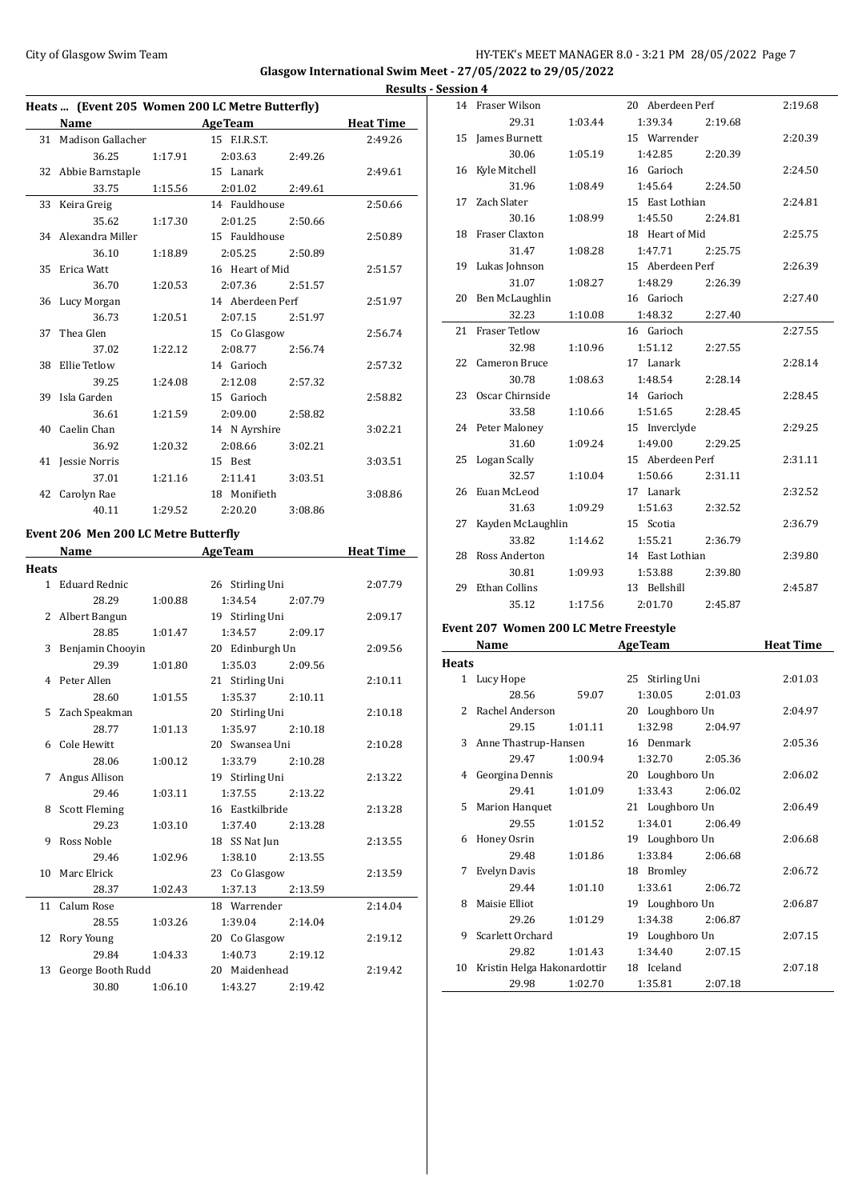Glasgow International Swim Meet - 27/05/2022 to 29/05/2022

Results - Session 4

### Heats ... (Event 205 Women 200 LC Metre Butterfly)

| | Name | AgeTeam | | | Heat Time |
|---|---|---|---|---|---|
| 31 | Madison Gallacher | 15 F.I.R.S.T. | | | 2:49.26 |
| | 36.25 | 1:17.91 | 2:03.63 | 2:49.26 | |
| 32 | Abbie Barnstaple | 15 Lanark | | | 2:49.61 |
| | 33.75 | 1:15.56 | 2:01.02 | 2:49.61 | |
| 33 | Keira Greig | 14 Fauldhouse | | | 2:50.66 |
| | 35.62 | 1:17.30 | 2:01.25 | 2:50.66 | |
| 34 | Alexandra Miller | 15 Fauldhouse | | | 2:50.89 |
| | 36.10 | 1:18.89 | 2:05.25 | 2:50.89 | |
| 35 | Erica Watt | 16 Heart of Mid | | | 2:51.57 |
| | 36.70 | 1:20.53 | 2:07.36 | 2:51.57 | |
| 36 | Lucy Morgan | 14 Aberdeen Perf | | | 2:51.97 |
| | 36.73 | 1:20.51 | 2:07.15 | 2:51.97 | |
| 37 | Thea Glen | 15 Co Glasgow | | | 2:56.74 |
| | 37.02 | 1:22.12 | 2:08.77 | 2:56.74 | |
| 38 | Ellie Tetlow | 14 Garioch | | | 2:57.32 |
| | 39.25 | 1:24.08 | 2:12.08 | 2:57.32 | |
| 39 | Isla Garden | 15 Garioch | | | 2:58.82 |
| | 36.61 | 1:21.59 | 2:09.00 | 2:58.82 | |
| 40 | Caelin Chan | 14 N Ayrshire | | | 3:02.21 |
| | 36.92 | 1:20.32 | 2:08.66 | 3:02.21 | |
| 41 | Jessie Norris | 15 Best | | | 3:03.51 |
| | 37.01 | 1:21.16 | 2:11.41 | 3:03.51 | |
| 42 | Carolyn Rae | 18 Monifieth | | | 3:08.86 |
| | 40.11 | 1:29.52 | 2:20.20 | 3:08.86 | |

### Event 206 Men 200 LC Metre Butterfly

| | Name | AgeTeam | | | Heat Time |
|---|---|---|---|---|---|
| **Heats** | | | | | |
| 1 | Eduard Rednic | 26 Stirling Uni | | | 2:07.79 |
| | 28.29 | 1:00.88 | 1:34.54 | 2:07.79 | |
| 2 | Albert Bangun | 19 Stirling Uni | | | 2:09.17 |
| | 28.85 | 1:01.47 | 1:34.57 | 2:09.17 | |
| 3 | Benjamin Chooyin | 20 Edinburgh Un | | | 2:09.56 |
| | 29.39 | 1:01.80 | 1:35.03 | 2:09.56 | |
| 4 | Peter Allen | 21 Stirling Uni | | | 2:10.11 |
| | 28.60 | 1:01.55 | 1:35.37 | 2:10.11 | |
| 5 | Zach Speakman | 20 Stirling Uni | | | 2:10.18 |
| | 28.77 | 1:01.13 | 1:35.97 | 2:10.18 | |
| 6 | Cole Hewitt | 20 Swansea Uni | | | 2:10.28 |
| | 28.06 | 1:00.12 | 1:33.79 | 2:10.28 | |
| 7 | Angus Allison | 19 Stirling Uni | | | 2:13.22 |
| | 29.46 | 1:03.11 | 1:37.55 | 2:13.22 | |
| 8 | Scott Fleming | 16 Eastkilbride | | | 2:13.28 |
| | 29.23 | 1:03.10 | 1:37.40 | 2:13.28 | |
| 9 | Ross Noble | 18 SS Nat Jun | | | 2:13.55 |
| | 29.46 | 1:02.96 | 1:38.10 | 2:13.55 | |
| 10 | Marc Elrick | 23 Co Glasgow | | | 2:13.59 |
| | 28.37 | 1:02.43 | 1:37.13 | 2:13.59 | |
| 11 | Calum Rose | 18 Warrender | | | 2:14.04 |
| | 28.55 | 1:03.26 | 1:39.04 | 2:14.04 | |
| 12 | Rory Young | 20 Co Glasgow | | | 2:19.12 |
| | 29.84 | 1:04.33 | 1:40.73 | 2:19.12 | |
| 13 | George Booth Rudd | 20 Maidenhead | | | 2:19.42 |
| | 30.80 | 1:06.10 | 1:43.27 | 2:19.42 | |
| 14 | Fraser Wilson | 20 Aberdeen Perf | | | 2:19.68 |
| | 29.31 | 1:03.44 | 1:39.34 | 2:19.68 | |
| 15 | James Burnett | 15 Warrender | | | 2:20.39 |
| | 30.06 | 1:05.19 | 1:42.85 | 2:20.39 | |
| 16 | Kyle Mitchell | 16 Garioch | | | 2:24.50 |
| | 31.96 | 1:08.49 | 1:45.64 | 2:24.50 | |
| 17 | Zach Slater | 15 East Lothian | | | 2:24.81 |
| | 30.16 | 1:08.99 | 1:45.50 | 2:24.81 | |
| 18 | Fraser Claxton | 18 Heart of Mid | | | 2:25.75 |
| | 31.47 | 1:08.28 | 1:47.71 | 2:25.75 | |
| 19 | Lukas Johnson | 15 Aberdeen Perf | | | 2:26.39 |
| | 31.07 | 1:08.27 | 1:48.29 | 2:26.39 | |
| 20 | Ben McLaughlin | 16 Garioch | | | 2:27.40 |
| | 32.23 | 1:10.08 | 1:48.32 | 2:27.40 | |
| 21 | Fraser Tetlow | 16 Garioch | | | 2:27.55 |
| | 32.98 | 1:10.96 | 1:51.12 | 2:27.55 | |
| 22 | Cameron Bruce | 17 Lanark | | | 2:28.14 |
| | 30.78 | 1:08.63 | 1:48.54 | 2:28.14 | |
| 23 | Oscar Chirnside | 14 Garioch | | | 2:28.45 |
| | 33.58 | 1:10.66 | 1:51.65 | 2:28.45 | |
| 24 | Peter Maloney | 15 Inverclyde | | | 2:29.25 |
| | 31.60 | 1:09.24 | 1:49.00 | 2:29.25 | |
| 25 | Logan Scally | 15 Aberdeen Perf | | | 2:31.11 |
| | 32.57 | 1:10.04 | 1:50.66 | 2:31.11 | |
| 26 | Euan McLeod | 17 Lanark | | | 2:32.52 |
| | 31.63 | 1:09.29 | 1:51.63 | 2:32.52 | |
| 27 | Kayden McLaughlin | 15 Scotia | | | 2:36.79 |
| | 33.82 | 1:14.62 | 1:55.21 | 2:36.79 | |
| 28 | Ross Anderton | 14 East Lothian | | | 2:39.80 |
| | 30.81 | 1:09.93 | 1:53.88 | 2:39.80 | |
| 29 | Ethan Collins | 13 Bellshill | | | 2:45.87 |
| | 35.12 | 1:17.56 | 2:01.70 | 2:45.87 | |

### Event 207 Women 200 LC Metre Freestyle

| | Name | AgeTeam | | | Heat Time |
|---|---|---|---|---|---|
| **Heats** | | | | | |
| 1 | Lucy Hope | 25 Stirling Uni | | | 2:01.03 |
| | 28.56 | 59.07 | 1:30.05 | 2:01.03 | |
| 2 | Rachel Anderson | 20 Loughboro Un | | | 2:04.97 |
| | 29.15 | 1:01.11 | 1:32.98 | 2:04.97 | |
| 3 | Anne Thastrup-Hansen | 16 Denmark | | | 2:05.36 |
| | 29.47 | 1:00.94 | 1:32.70 | 2:05.36 | |
| 4 | Georgina Dennis | 20 Loughboro Un | | | 2:06.02 |
| | 29.41 | 1:01.09 | 1:33.43 | 2:06.02 | |
| 5 | Marion Hanquet | 21 Loughboro Un | | | 2:06.49 |
| | 29.55 | 1:01.52 | 1:34.01 | 2:06.49 | |
| 6 | Honey Osrin | 19 Loughboro Un | | | 2:06.68 |
| | 29.48 | 1:01.86 | 1:33.84 | 2:06.68 | |
| 7 | Evelyn Davis | 18 Bromley | | | 2:06.72 |
| | 29.44 | 1:01.10 | 1:33.61 | 2:06.72 | |
| 8 | Maisie Elliot | 19 Loughboro Un | | | 2:06.87 |
| | 29.26 | 1:01.29 | 1:34.38 | 2:06.87 | |
| 9 | Scarlett Orchard | 19 Loughboro Un | | | 2:07.15 |
| | 29.82 | 1:01.43 | 1:34.40 | 2:07.15 | |
| 10 | Kristin Helga Hakonardottir | 18 Iceland | | | 2:07.18 |
| | 29.98 | 1:02.70 | 1:35.81 | 2:07.18 | |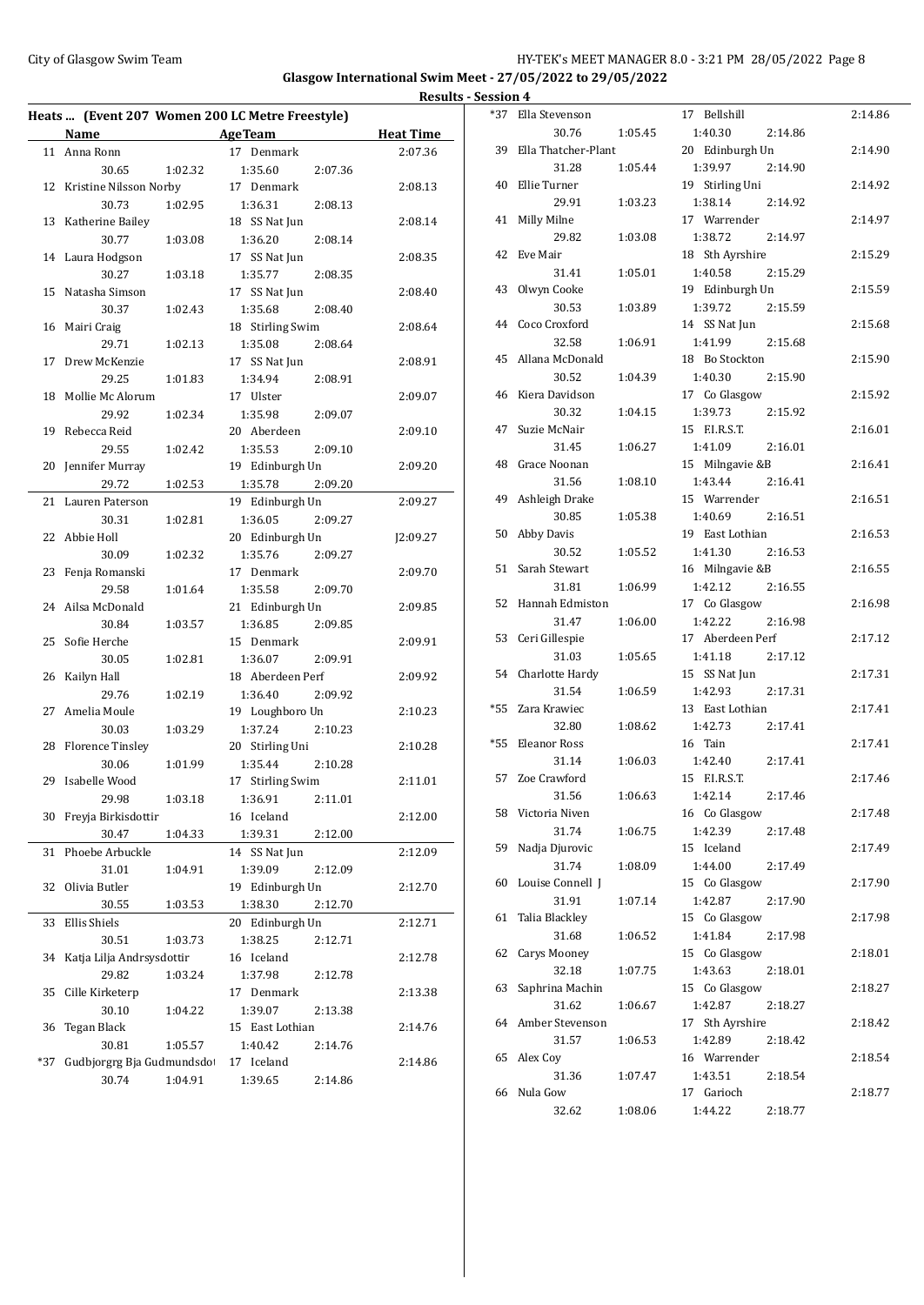**Glasgow International Swim Meet - 27/05/2022 to 29/05/2022**

**Results - Session 4**

### Heats ... (Event 207 Women 200 LC Metre Freestyle)

| | Name | Age | Team | Heat Time |
|---|---|---|---|---|
| 11 | Anna Ronn | 17 | Denmark | 2:07.36 |
| | 30.65 | 1:02.32 | 1:35.60 | 2:07.36 |
| 12 | Kristine Nilsson Norby | 17 | Denmark | 2:08.13 |
| | 30.73 | 1:02.95 | 1:36.31 | 2:08.13 |
| 13 | Katherine Bailey | 18 | SS Nat Jun | 2:08.14 |
| | 30.77 | 1:03.08 | 1:36.20 | 2:08.14 |
| 14 | Laura Hodgson | 17 | SS Nat Jun | 2:08.35 |
| | 30.27 | 1:03.18 | 1:35.77 | 2:08.35 |
| 15 | Natasha Simson | 17 | SS Nat Jun | 2:08.40 |
| | 30.37 | 1:02.43 | 1:35.68 | 2:08.40 |
| 16 | Mairi Craig | 18 | Stirling Swim | 2:08.64 |
| | 29.71 | 1:02.13 | 1:35.08 | 2:08.64 |
| 17 | Drew McKenzie | 17 | SS Nat Jun | 2:08.91 |
| | 29.25 | 1:01.83 | 1:34.94 | 2:08.91 |
| 18 | Mollie Mc Alorum | 17 | Ulster | 2:09.07 |
| | 29.92 | 1:02.34 | 1:35.98 | 2:09.07 |
| 19 | Rebecca Reid | 20 | Aberdeen | 2:09.10 |
| | 29.55 | 1:02.42 | 1:35.53 | 2:09.10 |
| 20 | Jennifer Murray | 19 | Edinburgh Un | 2:09.20 |
| | 29.72 | 1:02.53 | 1:35.78 | 2:09.20 |
| 21 | Lauren Paterson | 19 | Edinburgh Un | 2:09.27 |
| | 30.31 | 1:02.81 | 1:36.05 | 2:09.27 |
| 22 | Abbie Holl | 20 | Edinburgh Un | J2:09.27 |
| | 30.09 | 1:02.32 | 1:35.76 | 2:09.27 |
| 23 | Fenja Romanski | 17 | Denmark | 2:09.70 |
| | 29.58 | 1:01.64 | 1:35.58 | 2:09.70 |
| 24 | Ailsa McDonald | 21 | Edinburgh Un | 2:09.85 |
| | 30.84 | 1:03.57 | 1:36.85 | 2:09.85 |
| 25 | Sofie Herche | 15 | Denmark | 2:09.91 |
| | 30.05 | 1:02.81 | 1:36.07 | 2:09.91 |
| 26 | Kailyn Hall | 18 | Aberdeen Perf | 2:09.92 |
| | 29.76 | 1:02.19 | 1:36.40 | 2:09.92 |
| 27 | Amelia Moule | 19 | Loughboro Un | 2:10.23 |
| | 30.03 | 1:03.29 | 1:37.24 | 2:10.23 |
| 28 | Florence Tinsley | 20 | Stirling Uni | 2:10.28 |
| | 30.06 | 1:01.99 | 1:35.44 | 2:10.28 |
| 29 | Isabelle Wood | 17 | Stirling Swim | 2:11.01 |
| | 29.98 | 1:03.18 | 1:36.91 | 2:11.01 |
| 30 | Freyja Birkisdottir | 16 | Iceland | 2:12.00 |
| | 30.47 | 1:04.33 | 1:39.31 | 2:12.00 |
| 31 | Phoebe Arbuckle | 14 | SS Nat Jun | 2:12.09 |
| | 31.01 | 1:04.91 | 1:39.09 | 2:12.09 |
| 32 | Olivia Butler | 19 | Edinburgh Un | 2:12.70 |
| | 30.55 | 1:03.53 | 1:38.30 | 2:12.70 |
| 33 | Ellis Shiels | 20 | Edinburgh Un | 2:12.71 |
| | 30.51 | 1:03.73 | 1:38.25 | 2:12.71 |
| 34 | Katja Lilja Andrsysdottir | 16 | Iceland | 2:12.78 |
| | 29.82 | 1:03.24 | 1:37.98 | 2:12.78 |
| 35 | Cille Kirketerp | 17 | Denmark | 2:13.38 |
| | 30.10 | 1:04.22 | 1:39.07 | 2:13.38 |
| 36 | Tegan Black | 15 | East Lothian | 2:14.76 |
| | 30.81 | 1:05.57 | 1:40.42 | 2:14.76 |
| *37 | Gudbjorgrg Bja Gudmundsdo | 17 | Iceland | 2:14.86 |
| | 30.74 | 1:04.91 | 1:39.65 | 2:14.86 |
| *37 | Ella Stevenson | 17 | Bellshill | 2:14.86 |
| | 30.76 | 1:05.45 | 1:40.30 | 2:14.86 |
| 39 | Ella Thatcher-Plant | 20 | Edinburgh Un | 2:14.90 |
| | 31.28 | 1:05.44 | 1:39.97 | 2:14.90 |
| 40 | Ellie Turner | 19 | Stirling Uni | 2:14.92 |
| | 29.91 | 1:03.23 | 1:38.14 | 2:14.92 |
| 41 | Milly Milne | 17 | Warrender | 2:14.97 |
| | 29.82 | 1:03.08 | 1:38.72 | 2:14.97 |
| 42 | Eve Mair | 18 | Sth Ayrshire | 2:15.29 |
| | 31.41 | 1:05.01 | 1:40.58 | 2:15.29 |
| 43 | Olwyn Cooke | 19 | Edinburgh Un | 2:15.59 |
| | 30.53 | 1:03.89 | 1:39.72 | 2:15.59 |
| 44 | Coco Croxford | 14 | SS Nat Jun | 2:15.68 |
| | 32.58 | 1:06.91 | 1:41.99 | 2:15.68 |
| 45 | Allana McDonald | 18 | Bo Stockton | 2:15.90 |
| | 30.52 | 1:04.39 | 1:40.30 | 2:15.90 |
| 46 | Kiera Davidson | 17 | Co Glasgow | 2:15.92 |
| | 30.32 | 1:04.15 | 1:39.73 | 2:15.92 |
| 47 | Suzie McNair | 15 | F.I.R.S.T. | 2:16.01 |
| | 31.45 | 1:06.27 | 1:41.09 | 2:16.01 |
| 48 | Grace Noonan | 15 | Milngavie &B | 2:16.41 |
| | 31.56 | 1:08.10 | 1:43.44 | 2:16.41 |
| 49 | Ashleigh Drake | 15 | Warrender | 2:16.51 |
| | 30.85 | 1:05.38 | 1:40.69 | 2:16.51 |
| 50 | Abby Davis | 19 | East Lothian | 2:16.53 |
| | 30.52 | 1:05.52 | 1:41.30 | 2:16.53 |
| 51 | Sarah Stewart | 16 | Milngavie &B | 2:16.55 |
| | 31.81 | 1:06.99 | 1:42.12 | 2:16.55 |
| 52 | Hannah Edmiston | 17 | Co Glasgow | 2:16.98 |
| | 31.47 | 1:06.00 | 1:42.22 | 2:16.98 |
| 53 | Ceri Gillespie | 17 | Aberdeen Perf | 2:17.12 |
| | 31.03 | 1:05.65 | 1:41.18 | 2:17.12 |
| 54 | Charlotte Hardy | 15 | SS Nat Jun | 2:17.31 |
| | 31.54 | 1:06.59 | 1:42.93 | 2:17.31 |
| *55 | Zara Krawiec | 13 | East Lothian | 2:17.41 |
| | 32.80 | 1:08.62 | 1:42.73 | 2:17.41 |
| *55 | Eleanor Ross | 16 | Tain | 2:17.41 |
| | 31.14 | 1:06.03 | 1:42.40 | 2:17.41 |
| 57 | Zoe Crawford | 15 | F.I.R.S.T. | 2:17.46 |
| | 31.56 | 1:06.63 | 1:42.14 | 2:17.46 |
| 58 | Victoria Niven | 16 | Co Glasgow | 2:17.48 |
| | 31.74 | 1:06.75 | 1:42.39 | 2:17.48 |
| 59 | Nadja Djurovic | 15 | Iceland | 2:17.49 |
| | 31.74 | 1:08.09 | 1:44.00 | 2:17.49 |
| 60 | Louise Connell J | 15 | Co Glasgow | 2:17.90 |
| | 31.91 | 1:07.14 | 1:42.87 | 2:17.90 |
| 61 | Talia Blackley | 15 | Co Glasgow | 2:17.98 |
| | 31.68 | 1:06.52 | 1:41.84 | 2:17.98 |
| 62 | Carys Mooney | 15 | Co Glasgow | 2:18.01 |
| | 32.18 | 1:07.75 | 1:43.63 | 2:18.01 |
| 63 | Saphrina Machin | 15 | Co Glasgow | 2:18.27 |
| | 31.62 | 1:06.67 | 1:42.87 | 2:18.27 |
| 64 | Amber Stevenson | 17 | Sth Ayrshire | 2:18.42 |
| | 31.57 | 1:06.53 | 1:42.89 | 2:18.42 |
| 65 | Alex Coy | 16 | Warrender | 2:18.54 |
| | 31.36 | 1:07.47 | 1:43.51 | 2:18.54 |
| 66 | Nula Gow | 17 | Garioch | 2:18.77 |
| | 32.62 | 1:08.06 | 1:44.22 | 2:18.77 |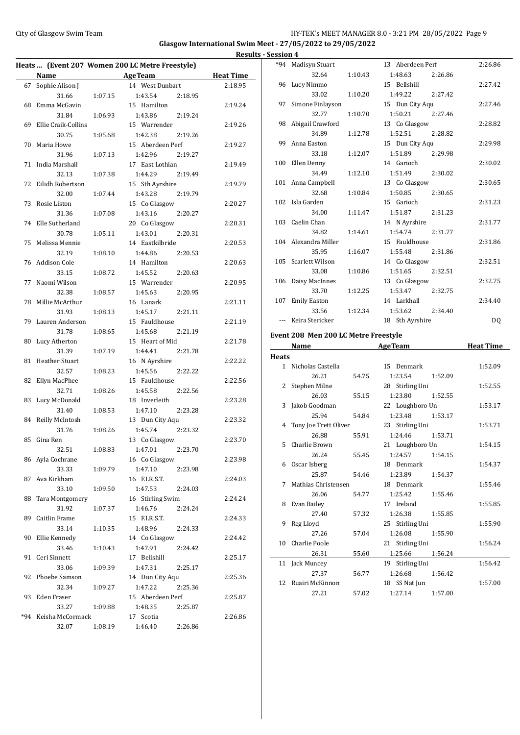**Glasgow International Swim Meet - 27/05/2022 to 29/05/2022**

**Results - Session 4**

### Heats ... (Event 207 Women 200 LC Metre Freestyle)

| | Name | AgeTeam | Heat Time |
|---|---|---|---|
| 67 | Sophie Alison J | 14 West Dunbart | 2:18.95 |
| | 31.66 1:07.15 1:43.54 2:18.95 | | |
| 68 | Emma McGavin | 15 Hamilton | 2:19.24 |
| | 31.84 1:06.93 1:43.86 2:19.24 | | |
| 69 | Ellie Craik-Collins | 15 Warrender | 2:19.26 |
| | 30.75 1:05.68 1:42.38 2:19.26 | | |
| 70 | Maria Howe | 15 Aberdeen Perf | 2:19.27 |
| | 31.96 1:07.13 1:42.96 2:19.27 | | |
| 71 | India Marshall | 17 East Lothian | 2:19.49 |
| | 32.13 1:07.38 1:44.29 2:19.49 | | |
| 72 | Eilidh Robertson | 15 Sth Ayrshire | 2:19.79 |
| | 32.00 1:07.44 1:43.28 2:19.79 | | |
| 73 | Rosie Liston | 15 Co Glasgow | 2:20.27 |
| | 31.36 1:07.08 1:43.16 2:20.27 | | |
| 74 | Elle Sutherland | 20 Co Glasgow | 2:20.31 |
| | 30.78 1:05.11 1:43.01 2:20.31 | | |
| 75 | Melissa Mennie | 14 Eastkilbride | 2:20.53 |
| | 32.19 1:08.10 1:44.86 2:20.53 | | |
| 76 | Addison Cole | 14 Hamilton | 2:20.63 |
| | 33.15 1:08.72 1:45.52 2:20.63 | | |
| 77 | Naomi Wilson | 15 Warrender | 2:20.95 |
| | 32.38 1:08.57 1:45.63 2:20.95 | | |
| 78 | Millie McArthur | 16 Lanark | 2:21.11 |
| | 31.93 1:08.13 1:45.17 2:21.11 | | |
| 79 | Lauren Anderson | 15 Fauldhouse | 2:21.19 |
| | 31.78 1:08.65 1:45.68 2:21.19 | | |
| 80 | Lucy Atherton | 15 Heart of Mid | 2:21.78 |
| | 31.39 1:07.19 1:44.41 2:21.78 | | |
| 81 | Heather Stuart | 16 N Ayrshire | 2:22.22 |
| | 32.57 1:08.23 1:45.56 2:22.22 | | |
| 82 | Ellyn MacPhee | 15 Fauldhouse | 2:22.56 |
| | 32.71 1:08.26 1:45.58 2:22.56 | | |
| 83 | Lucy McDonald | 18 Inverleith | 2:23.28 |
| | 31.40 1:08.53 1:47.10 2:23.28 | | |
| 84 | Reilly McIntosh | 13 Dun City Aqu | 2:23.32 |
| | 31.76 1:08.26 1:45.74 2:23.32 | | |
| 85 | Gina Ren | 13 Co Glasgow | 2:23.70 |
| | 32.51 1:08.83 1:47.01 2:23.70 | | |
| 86 | Ayla Cochrane | 16 Co Glasgow | 2:23.98 |
| | 33.33 1:09.79 1:47.10 2:23.98 | | |
| 87 | Ava Kirkham | 16 F.I.R.S.T. | 2:24.03 |
| | 33.10 1:09.50 1:47.53 2:24.03 | | |
| 88 | Tara Montgomery | 16 Stirling Swim | 2:24.24 |
| | 31.92 1:07.37 1:46.76 2:24.24 | | |
| 89 | Caitlin Frame | 15 F.I.R.S.T. | 2:24.33 |
| | 33.14 1:10.35 1:48.96 2:24.33 | | |
| 90 | Ellie Kennedy | 14 Co Glasgow | 2:24.42 |
| | 33.46 1:10.43 1:47.91 2:24.42 | | |
| 91 | Ceri Sinnett | 17 Bellshill | 2:25.17 |
| | 33.06 1:09.39 1:47.31 2:25.17 | | |
| 92 | Phoebe Samson | 14 Dun City Aqu | 2:25.36 |
| | 32.34 1:09.27 1:47.22 2:25.36 | | |
| 93 | Eden Fraser | 15 Aberdeen Perf | 2:25.87 |
| | 33.27 1:09.88 1:48.35 2:25.87 | | |
| *94 | Keisha McCormack | 17 Scotia | 2:26.86 |
| | 32.07 1:08.19 1:46.40 2:26.86 | | |
| *94 | Madisyn Stuart | 13 Aberdeen Perf | 2:26.86 |
| | 32.64 1:10.43 1:48.63 2:26.86 | | |
| 96 | Lucy Nimmo | 15 Bellshill | 2:27.42 |
| | 33.02 1:10.20 1:49.22 2:27.42 | | |
| 97 | Simone Finlayson | 15 Dun City Aqu | 2:27.46 |
| | 32.77 1:10.70 1:50.21 2:27.46 | | |
| 98 | Abigail Crawford | 13 Co Glasgow | 2:28.82 |
| | 34.89 1:12.78 1:52.51 2:28.82 | | |
| 99 | Anna Easton | 15 Dun City Aqu | 2:29.98 |
| | 33.18 1:12.07 1:51.89 2:29.98 | | |
| 100 | Ellen Denny | 14 Garioch | 2:30.02 |
| | 34.49 1:12.10 1:51.49 2:30.02 | | |
| 101 | Anna Campbell | 13 Co Glasgow | 2:30.65 |
| | 32.68 1:10.84 1:50.85 2:30.65 | | |
| 102 | Isla Garden | 15 Garioch | 2:31.23 |
| | 34.00 1:11.47 1:51.87 2:31.23 | | |
| 103 | Caelin Chan | 14 N Ayrshire | 2:31.77 |
| | 34.82 1:14.61 1:54.74 2:31.77 | | |
| 104 | Alexandra Miller | 15 Fauldhouse | 2:31.86 |
| | 35.95 1:16.07 1:55.48 2:31.86 | | |
| 105 | Scarlett Wilson | 14 Co Glasgow | 2:32.51 |
| | 33.08 1:10.86 1:51.65 2:32.51 | | |
| 106 | Daisy MacInnes | 13 Co Glasgow | 2:32.75 |
| | 33.70 1:12.25 1:53.47 2:32.75 | | |
| 107 | Emily Easton | 14 Larkhall | 2:34.40 |
| | 33.56 1:12.34 1:53.62 2:34.40 | | |
| --- | Keira Stericker | 18 Sth Ayrshire | DQ |

### Event 208 Men 200 LC Metre Freestyle

| | Name | AgeTeam | Heat Time |
|---|---|---|---|
| **Heats** | | | |
| 1 | Nicholas Castella | 15 Denmark | 1:52.09 |
| | 26.21 54.75 1:23.54 1:52.09 | | |
| 2 | Stephen Milne | 28 Stirling Uni | 1:52.55 |
| | 26.03 55.15 1:23.80 1:52.55 | | |
| 3 | Jakob Goodman | 22 Loughboro Un | 1:53.17 |
| | 25.94 54.84 1:23.48 1:53.17 | | |
| 4 | Tony Joe Trett Oliver | 23 Stirling Uni | 1:53.71 |
| | 26.88 55.91 1:24.46 1:53.71 | | |
| 5 | Charlie Brown | 21 Loughboro Un | 1:54.15 |
| | 26.24 55.45 1:24.57 1:54.15 | | |
| 6 | Oscar Isberg | 18 Denmark | 1:54.37 |
| | 25.87 54.46 1:23.89 1:54.37 | | |
| 7 | Mathias Christensen | 18 Denmark | 1:55.46 |
| | 26.06 54.77 1:25.42 1:55.46 | | |
| 8 | Evan Bailey | 17 Ireland | 1:55.85 |
| | 27.40 57.32 1:26.38 1:55.85 | | |
| 9 | Reg Lloyd | 25 Stirling Uni | 1:55.90 |
| | 27.26 57.04 1:26.08 1:55.90 | | |
| 10 | Charlie Poole | 21 Stirling Uni | 1:56.24 |
| | 26.31 55.60 1:25.66 1:56.24 | | |
| 11 | Jack Muncey | 19 Stirling Uni | 1:56.42 |
| | 27.37 56.77 1:26.68 1:56.42 | | |
| 12 | Ruairi McKinnon | 18 SS Nat Jun | 1:57.00 |
| | 27.21 57.02 1:27.14 1:57.00 | | |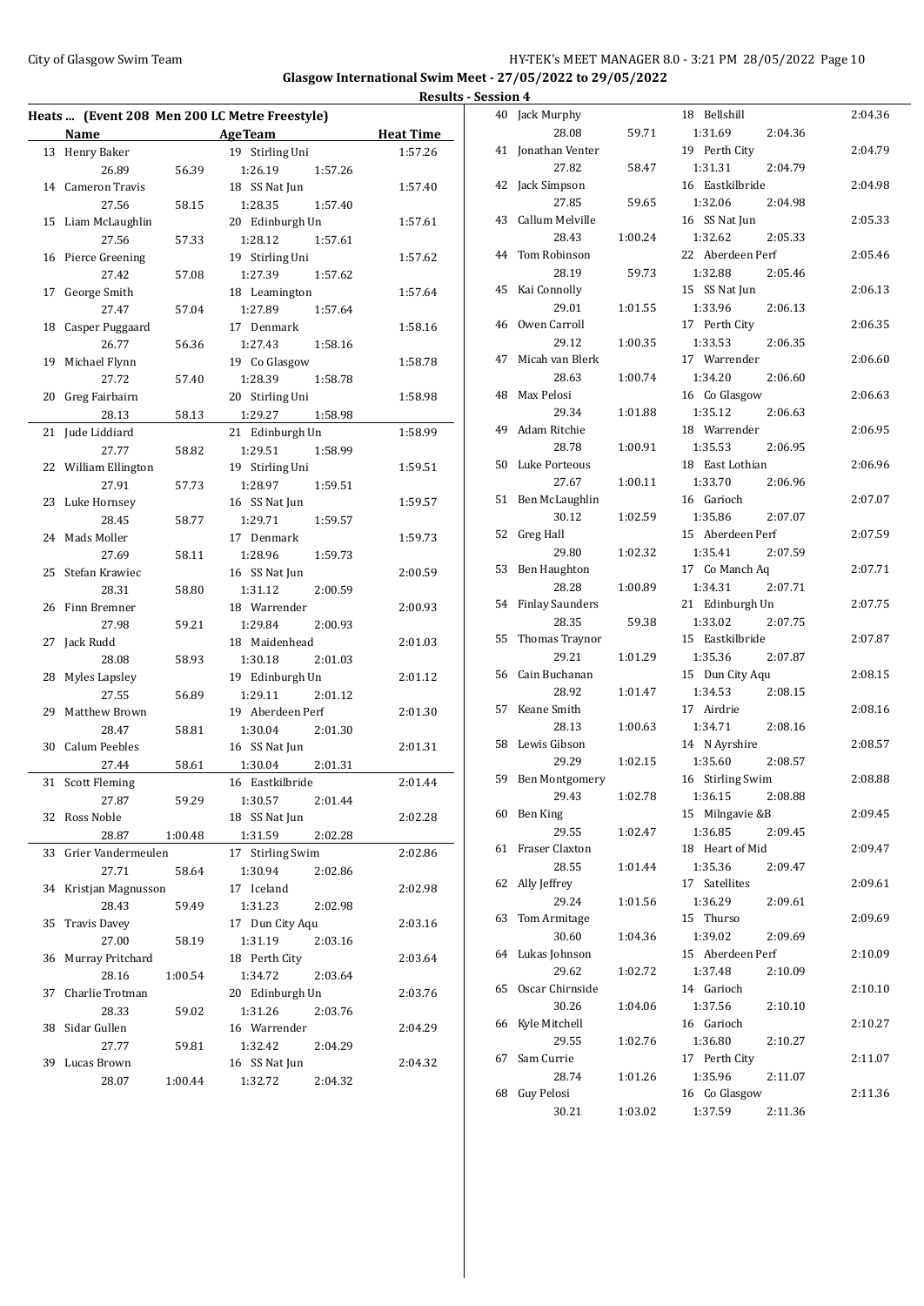**Glasgow International Swim Meet - 27/05/2022 to 29/05/2022**

**Results - Session 4**

## Heats ... (Event 208 Men 200 LC Metre Freestyle)

| Place | Name | Age | Team | Heat Time | 50m | 100m | 150m | 200m |
|---|---|---|---|---|---|---|---|---|
| 13 | Henry Baker | 19 | Stirling Uni | 1:57.26 | 26.89 | 56.39 | 1:26.19 | 1:57.26 |
| 14 | Cameron Travis | 18 | SS Nat Jun | 1:57.40 | 27.56 | 58.15 | 1:28.35 | 1:57.40 |
| 15 | Liam McLaughlin | 20 | Edinburgh Un | 1:57.61 | 27.56 | 57.33 | 1:28.12 | 1:57.61 |
| 16 | Pierce Greening | 19 | Stirling Uni | 1:57.62 | 27.42 | 57.08 | 1:27.39 | 1:57.62 |
| 17 | George Smith | 18 | Leamington | 1:57.64 | 27.47 | 57.04 | 1:27.89 | 1:57.64 |
| 18 | Casper Puggaard | 17 | Denmark | 1:58.16 | 26.77 | 56.36 | 1:27.43 | 1:58.16 |
| 19 | Michael Flynn | 19 | Co Glasgow | 1:58.78 | 27.72 | 57.40 | 1:28.39 | 1:58.78 |
| 20 | Greg Fairbairn | 20 | Stirling Uni | 1:58.98 | 28.13 | 58.13 | 1:29.27 | 1:58.98 |
| 21 | Jude Liddiard | 21 | Edinburgh Un | 1:58.99 | 27.77 | 58.82 | 1:29.51 | 1:58.99 |
| 22 | William Ellington | 19 | Stirling Uni | 1:59.51 | 27.91 | 57.73 | 1:28.97 | 1:59.51 |
| 23 | Luke Hornsey | 16 | SS Nat Jun | 1:59.57 | 28.45 | 58.77 | 1:29.71 | 1:59.57 |
| 24 | Mads Moller | 17 | Denmark | 1:59.73 | 27.69 | 58.11 | 1:28.96 | 1:59.73 |
| 25 | Stefan Krawiec | 16 | SS Nat Jun | 2:00.59 | 28.31 | 58.80 | 1:31.12 | 2:00.59 |
| 26 | Finn Bremner | 18 | Warrender | 2:00.93 | 27.98 | 59.21 | 1:29.84 | 2:00.93 |
| 27 | Jack Rudd | 18 | Maidenhead | 2:01.03 | 28.08 | 58.93 | 1:30.18 | 2:01.03 |
| 28 | Myles Lapsley | 19 | Edinburgh Un | 2:01.12 | 27.55 | 56.89 | 1:29.11 | 2:01.12 |
| 29 | Matthew Brown | 19 | Aberdeen Perf | 2:01.30 | 28.47 | 58.81 | 1:30.04 | 2:01.30 |
| 30 | Calum Peebles | 16 | SS Nat Jun | 2:01.31 | 27.44 | 58.61 | 1:30.04 | 2:01.31 |
| 31 | Scott Fleming | 16 | Eastkilbride | 2:01.44 | 27.87 | 59.29 | 1:30.57 | 2:01.44 |
| 32 | Ross Noble | 18 | SS Nat Jun | 2:02.28 | 28.87 | 1:00.48 | 1:31.59 | 2:02.28 |
| 33 | Grier Vandermeulen | 17 | Stirling Swim | 2:02.86 | 27.71 | 58.64 | 1:30.94 | 2:02.86 |
| 34 | Kristjan Magnusson | 17 | Iceland | 2:02.98 | 28.43 | 59.49 | 1:31.23 | 2:02.98 |
| 35 | Travis Davey | 17 | Dun City Aqu | 2:03.16 | 27.00 | 58.19 | 1:31.19 | 2:03.16 |
| 36 | Murray Pritchard | 18 | Perth City | 2:03.64 | 28.16 | 1:00.54 | 1:34.72 | 2:03.64 |
| 37 | Charlie Trotman | 20 | Edinburgh Un | 2:03.76 | 28.33 | 59.02 | 1:31.26 | 2:03.76 |
| 38 | Sidar Gullen | 16 | Warrender | 2:04.29 | 27.77 | 59.81 | 1:32.42 | 2:04.29 |
| 39 | Lucas Brown | 16 | SS Nat Jun | 2:04.32 | 28.07 | 1:00.44 | 1:32.72 | 2:04.32 |
| 40 | Jack Murphy | 18 | Bellshill | 2:04.36 | 28.08 | 59.71 | 1:31.69 | 2:04.36 |
| 41 | Jonathan Venter | 19 | Perth City | 2:04.79 | 27.82 | 58.47 | 1:31.31 | 2:04.79 |
| 42 | Jack Simpson | 16 | Eastkilbride | 2:04.98 | 27.85 | 59.65 | 1:32.06 | 2:04.98 |
| 43 | Callum Melville | 16 | SS Nat Jun | 2:05.33 | 28.43 | 1:00.24 | 1:32.62 | 2:05.33 |
| 44 | Tom Robinson | 22 | Aberdeen Perf | 2:05.46 | 28.19 | 59.73 | 1:32.88 | 2:05.46 |
| 45 | Kai Connolly | 15 | SS Nat Jun | 2:06.13 | 29.01 | 1:01.55 | 1:33.96 | 2:06.13 |
| 46 | Owen Carroll | 17 | Perth City | 2:06.35 | 29.12 | 1:00.35 | 1:33.53 | 2:06.35 |
| 47 | Micah van Blerk | 17 | Warrender | 2:06.60 | 28.63 | 1:00.74 | 1:34.20 | 2:06.60 |
| 48 | Max Pelosi | 16 | Co Glasgow | 2:06.63 | 29.34 | 1:01.88 | 1:35.12 | 2:06.63 |
| 49 | Adam Ritchie | 18 | Warrender | 2:06.95 | 28.78 | 1:00.91 | 1:35.53 | 2:06.95 |
| 50 | Luke Porteous | 18 | East Lothian | 2:06.96 | 27.67 | 1:00.11 | 1:33.70 | 2:06.96 |
| 51 | Ben McLaughlin | 16 | Garioch | 2:07.07 | 30.12 | 1:02.59 | 1:35.86 | 2:07.07 |
| 52 | Greg Hall | 15 | Aberdeen Perf | 2:07.59 | 29.80 | 1:02.32 | 1:35.41 | 2:07.59 |
| 53 | Ben Haughton | 17 | Co Manch Aq | 2:07.71 | 28.28 | 1:00.89 | 1:34.31 | 2:07.71 |
| 54 | Finlay Saunders | 21 | Edinburgh Un | 2:07.75 | 28.35 | 59.38 | 1:33.02 | 2:07.75 |
| 55 | Thomas Traynor | 15 | Eastkilbride | 2:07.87 | 29.21 | 1:01.29 | 1:35.36 | 2:07.87 |
| 56 | Cain Buchanan | 15 | Dun City Aqu | 2:08.15 | 28.92 | 1:01.47 | 1:34.53 | 2:08.15 |
| 57 | Keane Smith | 17 | Airdrie | 2:08.16 | 28.13 | 1:00.63 | 1:34.71 | 2:08.16 |
| 58 | Lewis Gibson | 14 | N Ayrshire | 2:08.57 | 29.29 | 1:02.15 | 1:35.60 | 2:08.57 |
| 59 | Ben Montgomery | 16 | Stirling Swim | 2:08.88 | 29.43 | 1:02.78 | 1:36.15 | 2:08.88 |
| 60 | Ben King | 15 | Milngavie &B | 2:09.45 | 29.55 | 1:02.47 | 1:36.85 | 2:09.45 |
| 61 | Fraser Claxton | 18 | Heart of Mid | 2:09.47 | 28.55 | 1:01.44 | 1:35.36 | 2:09.47 |
| 62 | Ally Jeffrey | 17 | Satellites | 2:09.61 | 29.24 | 1:01.56 | 1:36.29 | 2:09.61 |
| 63 | Tom Armitage | 15 | Thurso | 2:09.69 | 30.60 | 1:04.36 | 1:39.02 | 2:09.69 |
| 64 | Lukas Johnson | 15 | Aberdeen Perf | 2:10.09 | 29.62 | 1:02.72 | 1:37.48 | 2:10.09 |
| 65 | Oscar Chirnside | 14 | Garioch | 2:10.10 | 30.26 | 1:04.06 | 1:37.56 | 2:10.10 |
| 66 | Kyle Mitchell | 16 | Garioch | 2:10.27 | 29.55 | 1:02.76 | 1:36.80 | 2:10.27 |
| 67 | Sam Currie | 17 | Perth City | 2:11.07 | 28.74 | 1:01.26 | 1:35.96 | 2:11.07 |
| 68 | Guy Pelosi | 16 | Co Glasgow | 2:11.36 | 30.21 | 1:03.02 | 1:37.59 | 2:11.36 |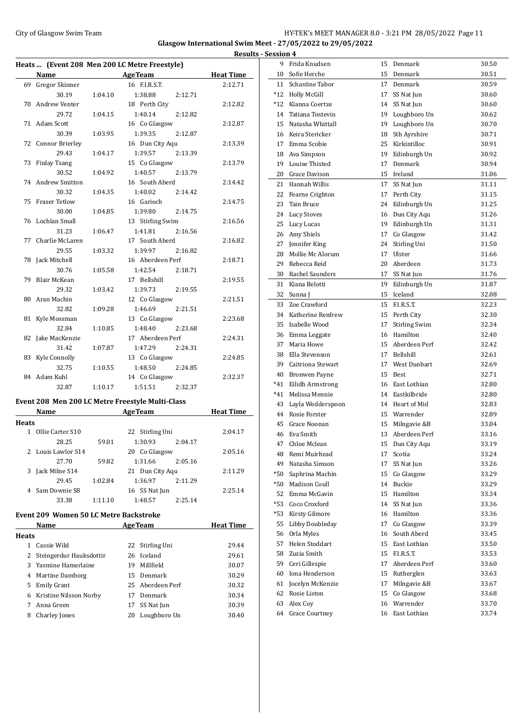## Glasgow International Swim Meet - 27/05/2022 to 29/05/2022

### Results - Session 4

#### Heats ... (Event 208 Men 200 LC Metre Freestyle)

| | Name | Age | Team | Heat Time |
|---|---|---|---|---|
| 69 | Gregor Skinner | 16 | F.I.R.S.T. | 2:12.71 |
| | 30.19 / 1:04.10 / 1:38.88 / 2:12.71 | | | |
| 70 | Andrew Venter | 18 | Perth City | 2:12.82 |
| | 29.72 / 1:04.15 / 1:40.14 / 2:12.82 | | | |
| 71 | Adam Scott | 16 | Co Glasgow | 2:12.87 |
| | 30.39 / 1:03.95 / 1:39.35 / 2:12.87 | | | |
| 72 | Connor Brierley | 16 | Dun City Aqu | 2:13.39 |
| | 29.43 / 1:04.17 / 1:39.57 / 2:13.39 | | | |
| 73 | Finlay Tsang | 15 | Co Glasgow | 2:13.79 |
| | 30.52 / 1:04.92 / 1:40.57 / 2:13.79 | | | |
| 74 | Andrew Smitton | 16 | South Aberd | 2:14.42 |
| | 30.32 / 1:04.35 / 1:40.02 / 2:14.42 | | | |
| 75 | Fraser Tetlow | 16 | Garioch | 2:14.75 |
| | 30.00 / 1:04.85 / 1:39.80 / 2:14.75 | | | |
| 76 | Lochlan Small | 13 | Stirling Swim | 2:16.56 |
| | 31.23 / 1:06.47 / 1:41.81 / 2:16.56 | | | |
| 77 | Charlie McLaren | 17 | South Aberd | 2:16.82 |
| | 29.55 / 1:03.32 / 1:39.97 / 2:16.82 | | | |
| 78 | Jack Mitchell | 16 | Aberdeen Perf | 2:18.71 |
| | 30.76 / 1:05.58 / 1:42.54 / 2:18.71 | | | |
| 79 | Blair McKean | 17 | Bellshill | 2:19.55 |
| | 29.32 / 1:03.42 / 1:39.73 / 2:19.55 | | | |
| 80 | Aran Machin | 12 | Co Glasgow | 2:21.51 |
| | 32.82 / 1:09.28 / 1:46.69 / 2:21.51 | | | |
| 81 | Kyle Mossman | 13 | Co Glasgow | 2:23.68 |
| | 32.84 / 1:10.85 / 1:48.40 / 2:23.68 | | | |
| 82 | Jake MacKenzie | 17 | Aberdeen Perf | 2:24.31 |
| | 31.42 / 1:07.87 / 1:47.29 / 2:24.31 | | | |
| 83 | Kyle Connolly | 13 | Co Glasgow | 2:24.85 |
| | 32.75 / 1:10.55 / 1:48.50 / 2:24.85 | | | |
| 84 | Adam Kuhl | 14 | Co Glasgow | 2:32.37 |
| | 32.87 / 1:10.17 / 1:51.51 / 2:32.37 | | | |

#### Event 208 Men 200 LC Metre Freestyle Multi-Class

| | Name | Age | Team | Heat Time |
|---|---|---|---|---|
| **Heats** | | | | |
| 1 | Ollie Carter S10 | 22 | Stirling Uni | 2:04.17 |
| | 28.25 / 59.01 / 1:30.93 / 2:04.17 | | | |
| 2 | Louis Lawlor S14 | 20 | Co Glasgow | 2:05.16 |
| | 27.70 / 59.82 / 1:31.66 / 2:05.16 | | | |
| 3 | Jack Milne S14 | 21 | Dun City Aqu | 2:11.29 |
| | 29.45 / 1:02.84 / 1:36.97 / 2:11.29 | | | |
| 4 | Sam Downie S8 | 16 | SS Nat Jun | 2:25.14 |
| | 33.38 / 1:11.10 / 1:48.57 / 2:25.14 | | | |

#### Event 209 Women 50 LC Metre Backstroke

| | Name | Age | Team | Heat Time |
|---|---|---|---|---|
| **Heats** | | | | |
| 1 | Cassie Wild | 22 | Stirling Uni | 29.44 |
| 2 | Steingerdur Hauksdottir | 26 | Iceland | 29.61 |
| 3 | Yasmine Hamerlaine | 19 | Millfield | 30.07 |
| 4 | Martine Damborg | 15 | Denmark | 30.29 |
| 5 | Emily Grant | 25 | Aberdeen Perf | 30.32 |
| 6 | Kristine Nilsson Norby | 17 | Denmark | 30.34 |
| 7 | Anna Green | 17 | SS Nat Jun | 30.39 |
| 8 | Charley Jones | 20 | Loughboro Un | 30.40 |
| 9 | Frida Knudsen | 15 | Denmark | 30.50 |
| 10 | Sofie Herche | 15 | Denmark | 30.51 |
| 11 | Schastine Tabor | 17 | Denmark | 30.59 |
| *12 | Holly McGill | 17 | SS Nat Jun | 30.60 |
| *12 | Kianna Coertze | 14 | SS Nat Jun | 30.60 |
| 14 | Tatiana Tostevin | 19 | Loughboro Un | 30.62 |
| 15 | Natasha Whittall | 19 | Loughboro Un | 30.70 |
| 16 | Keira Stericker | 18 | Sth Ayrshire | 30.71 |
| 17 | Emma Scobie | 25 | Kirkintilloc | 30.91 |
| 18 | Ava Simpson | 19 | Edinburgh Un | 30.92 |
| 19 | Louise Thisted | 17 | Denmark | 30.94 |
| 20 | Grace Davison | 15 | Ireland | 31.06 |
| 21 | Hannah Willis | 17 | SS Nat Jun | 31.11 |
| 22 | Fearne Crighton | 17 | Perth City | 31.15 |
| 23 | Tain Bruce | 24 | Edinburgh Un | 31.25 |
| 24 | Lucy Stoves | 16 | Dun City Aqu | 31.26 |
| 25 | Lucy Lucas | 19 | Edinburgh Un | 31.31 |
| 26 | Amy Shiels | 17 | Co Glasgow | 31.42 |
| 27 | Jennifer King | 24 | Stirling Uni | 31.50 |
| 28 | Mollie Mc Alorum | 17 | Ulster | 31.66 |
| 29 | Rebecca Reid | 20 | Aberdeen | 31.73 |
| 30 | Rachel Saunders | 17 | SS Nat Jun | 31.76 |
| 31 | Kiana Belotti | 19 | Edinburgh Un | 31.87 |
| 32 | Sunna J | 15 | Iceland | 32.08 |
| 33 | Zoe Crawford | 15 | F.I.R.S.T. | 32.23 |
| 34 | Katherine Renfrew | 15 | Perth City | 32.30 |
| 35 | Isabelle Wood | 17 | Stirling Swim | 32.34 |
| 36 | Emma Leggate | 16 | Hamilton | 32.40 |
| 37 | Maria Howe | 15 | Aberdeen Perf | 32.42 |
| 38 | Ella Stevenson | 17 | Bellshill | 32.61 |
| 39 | Caitriona Stewart | 17 | West Dunbart | 32.69 |
| 40 | Bronwen Payne | 15 | Best | 32.71 |
| *41 | Eilidh Armstrong | 16 | East Lothian | 32.80 |
| *41 | Melissa Mennie | 14 | Eastkilbride | 32.80 |
| 43 | Layla Wedderspoon | 14 | Heart of Mid | 32.83 |
| 44 | Rosie Forster | 15 | Warrender | 32.89 |
| 45 | Grace Noonan | 15 | Milngavie &B | 33.04 |
| 46 | Eva Smith | 13 | Aberdeen Perf | 33.16 |
| 47 | Chloe Mclean | 15 | Dun City Aqu | 33.19 |
| 48 | Remi Muirhead | 17 | Scotia | 33.24 |
| 49 | Natasha Simson | 17 | SS Nat Jun | 33.26 |
| *50 | Saphrina Machin | 15 | Co Glasgow | 33.29 |
| *50 | Madison Coull | 14 | Buckie | 33.29 |
| 52 | Emma McGavin | 15 | Hamilton | 33.34 |
| *53 | Coco Croxford | 14 | SS Nat Jun | 33.36 |
| *53 | Kirsty Gilmore | 16 | Hamilton | 33.36 |
| 55 | Libby Doubleday | 17 | Co Glasgow | 33.39 |
| 56 | Orla Myles | 16 | South Aberd | 33.45 |
| 57 | Helen Stoddart | 15 | East Lothian | 33.50 |
| 58 | Zuzia Smith | 15 | F.I.R.S.T. | 33.53 |
| 59 | Ceri Gillespie | 17 | Aberdeen Perf | 33.60 |
| 60 | Iona Henderson | 15 | Rutherglen | 33.63 |
| 61 | Jocelyn McKenzie | 17 | Milngavie &B | 33.67 |
| 62 | Rosie Liston | 15 | Co Glasgow | 33.68 |
| 63 | Alex Coy | 16 | Warrender | 33.70 |
| 64 | Grace Courtney | 16 | East Lothian | 33.74 |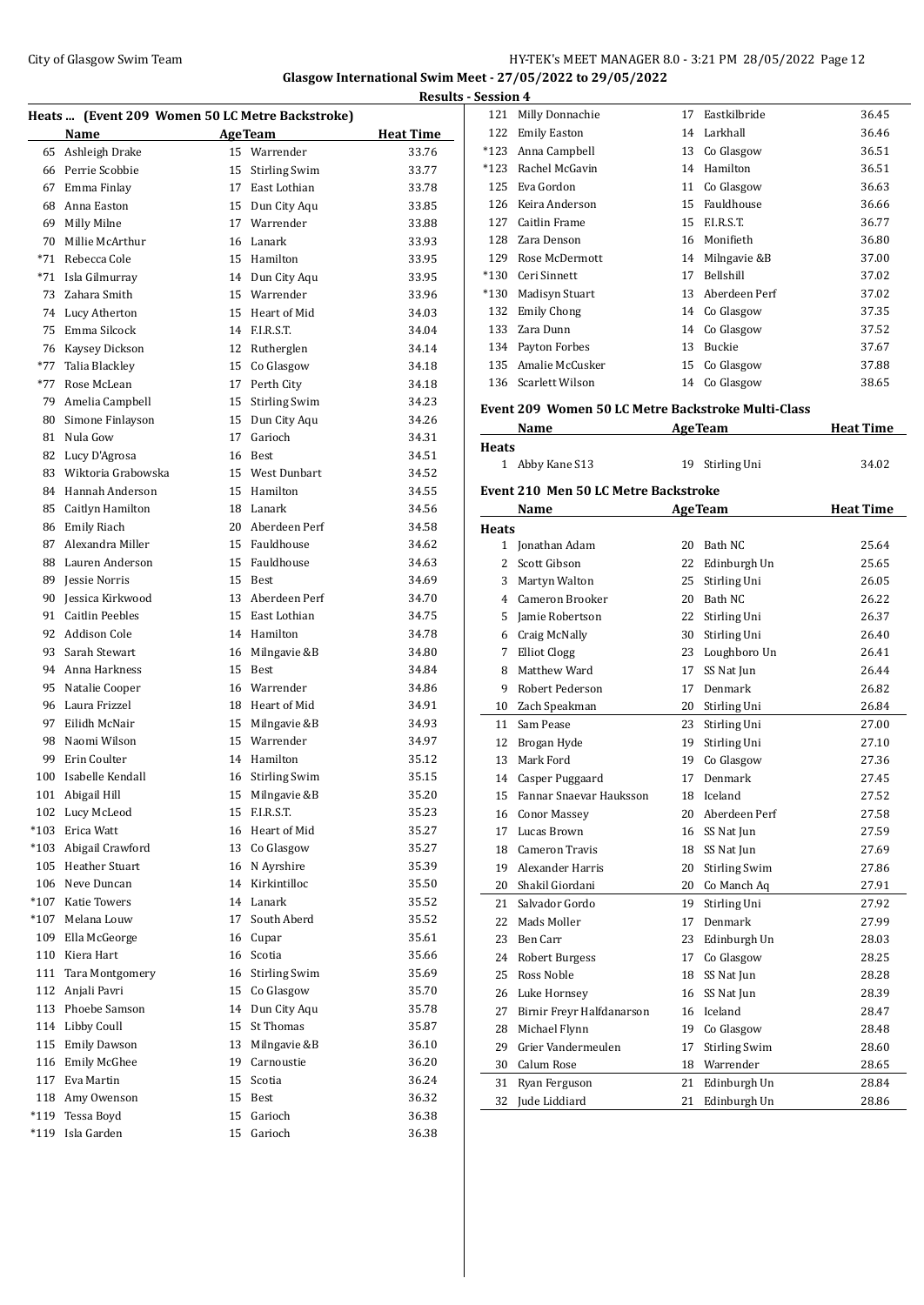## Glasgow International Swim Meet - 27/05/2022 to 29/05/2022

### Results - Session 4

#### Heats ... (Event 209 Women 50 LC Metre Backstroke)

| | Name | Age | Team | Heat Time |
|---|---|---|---|---|
| 65 | Ashleigh Drake | 15 | Warrender | 33.76 |
| 66 | Perrie Scobbie | 15 | Stirling Swim | 33.77 |
| 67 | Emma Finlay | 17 | East Lothian | 33.78 |
| 68 | Anna Easton | 15 | Dun City Aqu | 33.85 |
| 69 | Milly Milne | 17 | Warrender | 33.88 |
| 70 | Millie McArthur | 16 | Lanark | 33.93 |
| *71 | Rebecca Cole | 15 | Hamilton | 33.95 |
| *71 | Isla Gilmurray | 14 | Dun City Aqu | 33.95 |
| 73 | Zahara Smith | 15 | Warrender | 33.96 |
| 74 | Lucy Atherton | 15 | Heart of Mid | 34.03 |
| 75 | Emma Silcock | 14 | F.I.R.S.T. | 34.04 |
| 76 | Kaysey Dickson | 12 | Rutherglen | 34.14 |
| *77 | Talia Blackley | 15 | Co Glasgow | 34.18 |
| *77 | Rose McLean | 17 | Perth City | 34.18 |
| 79 | Amelia Campbell | 15 | Stirling Swim | 34.23 |
| 80 | Simone Finlayson | 15 | Dun City Aqu | 34.26 |
| 81 | Nula Gow | 17 | Garioch | 34.31 |
| 82 | Lucy D'Agrosa | 16 | Best | 34.51 |
| 83 | Wiktoria Grabowska | 15 | West Dunbart | 34.52 |
| 84 | Hannah Anderson | 15 | Hamilton | 34.55 |
| 85 | Caitlyn Hamilton | 18 | Lanark | 34.56 |
| 86 | Emily Riach | 20 | Aberdeen Perf | 34.58 |
| 87 | Alexandra Miller | 15 | Fauldhouse | 34.62 |
| 88 | Lauren Anderson | 15 | Fauldhouse | 34.63 |
| 89 | Jessie Norris | 15 | Best | 34.69 |
| 90 | Jessica Kirkwood | 13 | Aberdeen Perf | 34.70 |
| 91 | Caitlin Peebles | 15 | East Lothian | 34.75 |
| 92 | Addison Cole | 14 | Hamilton | 34.78 |
| 93 | Sarah Stewart | 16 | Milngavie &B | 34.80 |
| 94 | Anna Harkness | 15 | Best | 34.84 |
| 95 | Natalie Cooper | 16 | Warrender | 34.86 |
| 96 | Laura Frizzel | 18 | Heart of Mid | 34.91 |
| 97 | Eilidh McNair | 15 | Milngavie &B | 34.93 |
| 98 | Naomi Wilson | 15 | Warrender | 34.97 |
| 99 | Erin Coulter | 14 | Hamilton | 35.12 |
| 100 | Isabelle Kendall | 16 | Stirling Swim | 35.15 |
| 101 | Abigail Hill | 15 | Milngavie &B | 35.20 |
| 102 | Lucy McLeod | 15 | F.I.R.S.T. | 35.23 |
| *103 | Erica Watt | 16 | Heart of Mid | 35.27 |
| *103 | Abigail Crawford | 13 | Co Glasgow | 35.27 |
| 105 | Heather Stuart | 16 | N Ayrshire | 35.39 |
| 106 | Neve Duncan | 14 | Kirkintilloc | 35.50 |
| *107 | Katie Towers | 14 | Lanark | 35.52 |
| *107 | Melana Louw | 17 | South Aberd | 35.52 |
| 109 | Ella McGeorge | 16 | Cupar | 35.61 |
| 110 | Kiera Hart | 16 | Scotia | 35.66 |
| 111 | Tara Montgomery | 16 | Stirling Swim | 35.69 |
| 112 | Anjali Pavri | 15 | Co Glasgow | 35.70 |
| 113 | Phoebe Samson | 14 | Dun City Aqu | 35.78 |
| 114 | Libby Coull | 15 | St Thomas | 35.87 |
| 115 | Emily Dawson | 13 | Milngavie &B | 36.10 |
| 116 | Emily McGhee | 19 | Carnoustie | 36.20 |
| 117 | Eva Martin | 15 | Scotia | 36.24 |
| 118 | Amy Owenson | 15 | Best | 36.32 |
| *119 | Tessa Boyd | 15 | Garioch | 36.38 |
| *119 | Isla Garden | 15 | Garioch | 36.38 |
| 121 | Milly Donnachie | 17 | Eastkilbride | 36.45 |
| 122 | Emily Easton | 14 | Larkhall | 36.46 |
| *123 | Anna Campbell | 13 | Co Glasgow | 36.51 |
| *123 | Rachel McGavin | 14 | Hamilton | 36.51 |
| 125 | Eva Gordon | 11 | Co Glasgow | 36.63 |
| 126 | Keira Anderson | 15 | Fauldhouse | 36.66 |
| 127 | Caitlin Frame | 15 | F.I.R.S.T. | 36.77 |
| 128 | Zara Denson | 16 | Monifieth | 36.80 |
| 129 | Rose McDermott | 14 | Milngavie &B | 37.00 |
| *130 | Ceri Sinnett | 17 | Bellshill | 37.02 |
| *130 | Madisyn Stuart | 13 | Aberdeen Perf | 37.02 |
| 132 | Emily Chong | 14 | Co Glasgow | 37.35 |
| 133 | Zara Dunn | 14 | Co Glasgow | 37.52 |
| 134 | Payton Forbes | 13 | Buckie | 37.67 |
| 135 | Amalie McCusker | 15 | Co Glasgow | 37.88 |
| 136 | Scarlett Wilson | 14 | Co Glasgow | 38.65 |

#### Event 209 Women 50 LC Metre Backstroke Multi-Class

| | Name | Age | Team | Heat Time |
|---|---|---|---|---|
| **Heats** | | | | |
| 1 | Abby Kane S13 | 19 | Stirling Uni | 34.02 |

#### Event 210 Men 50 LC Metre Backstroke

| | Name | Age | Team | Heat Time |
|---|---|---|---|---|
| **Heats** | | | | |
| 1 | Jonathan Adam | 20 | Bath NC | 25.64 |
| 2 | Scott Gibson | 22 | Edinburgh Un | 25.65 |
| 3 | Martyn Walton | 25 | Stirling Uni | 26.05 |
| 4 | Cameron Brooker | 20 | Bath NC | 26.22 |
| 5 | Jamie Robertson | 22 | Stirling Uni | 26.37 |
| 6 | Craig McNally | 30 | Stirling Uni | 26.40 |
| 7 | Elliot Clogg | 23 | Loughboro Un | 26.41 |
| 8 | Matthew Ward | 17 | SS Nat Jun | 26.44 |
| 9 | Robert Pederson | 17 | Denmark | 26.82 |
| 10 | Zach Speakman | 20 | Stirling Uni | 26.84 |
| 11 | Sam Pease | 23 | Stirling Uni | 27.00 |
| 12 | Brogan Hyde | 19 | Stirling Uni | 27.10 |
| 13 | Mark Ford | 19 | Co Glasgow | 27.36 |
| 14 | Casper Puggaard | 17 | Denmark | 27.45 |
| 15 | Fannar Snaevar Hauksson | 18 | Iceland | 27.52 |
| 16 | Conor Massey | 20 | Aberdeen Perf | 27.58 |
| 17 | Lucas Brown | 16 | SS Nat Jun | 27.59 |
| 18 | Cameron Travis | 18 | SS Nat Jun | 27.69 |
| 19 | Alexander Harris | 20 | Stirling Swim | 27.86 |
| 20 | Shakil Giordani | 20 | Co Manch Aq | 27.91 |
| 21 | Salvador Gordo | 19 | Stirling Uni | 27.92 |
| 22 | Mads Moller | 17 | Denmark | 27.99 |
| 23 | Ben Carr | 23 | Edinburgh Un | 28.03 |
| 24 | Robert Burgess | 17 | Co Glasgow | 28.25 |
| 25 | Ross Noble | 18 | SS Nat Jun | 28.28 |
| 26 | Luke Hornsey | 16 | SS Nat Jun | 28.39 |
| 27 | Birnir Freyr Halfdanarson | 16 | Iceland | 28.47 |
| 28 | Michael Flynn | 19 | Co Glasgow | 28.48 |
| 29 | Grier Vandermeulen | 17 | Stirling Swim | 28.60 |
| 30 | Calum Rose | 18 | Warrender | 28.65 |
| 31 | Ryan Ferguson | 21 | Edinburgh Un | 28.84 |
| 32 | Jude Liddiard | 21 | Edinburgh Un | 28.86 |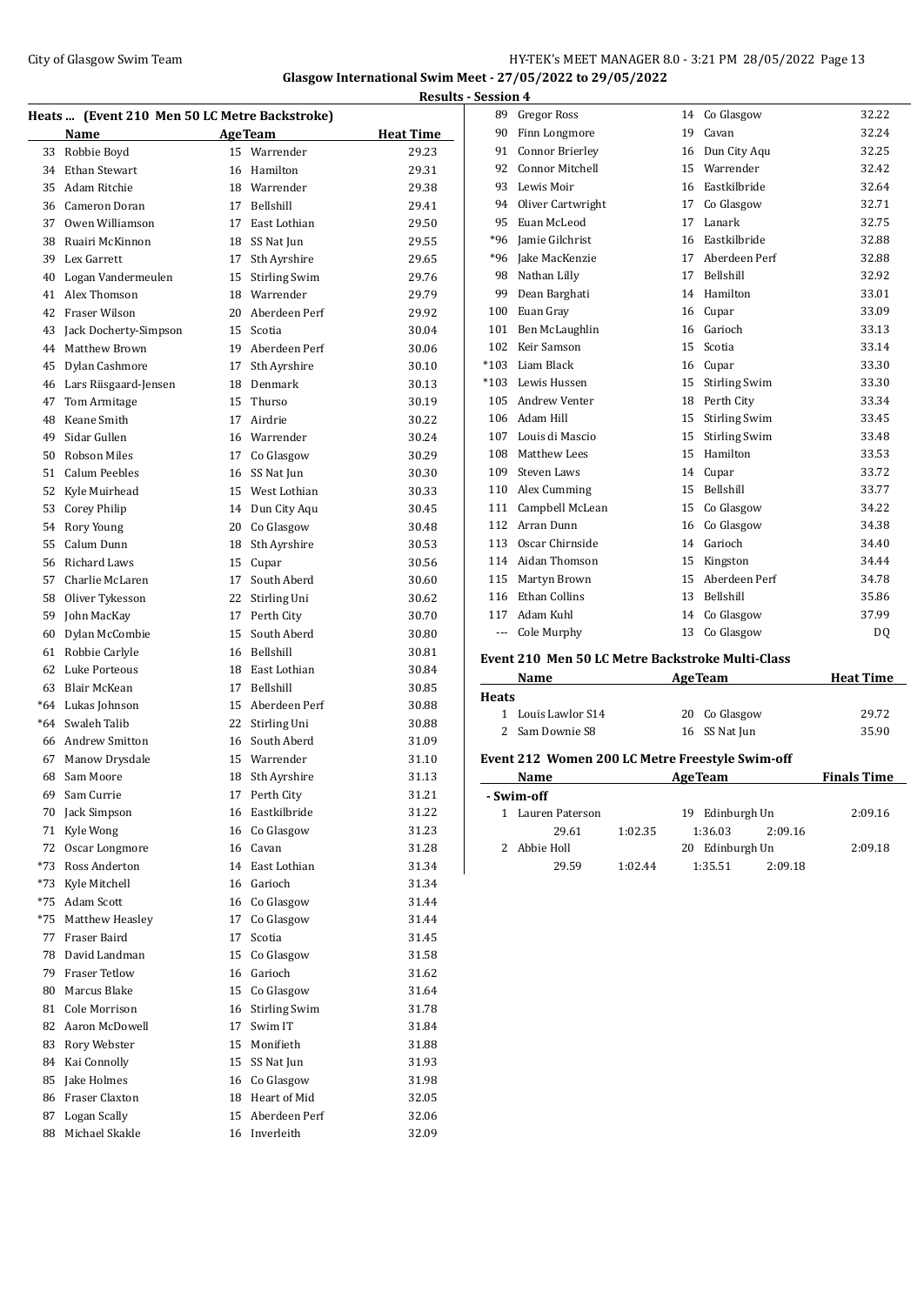Glasgow International Swim Meet - 27/05/2022 to 29/05/2022

Results - Session 4

### Heats ... (Event 210 Men 50 LC Metre Backstroke)

| | Name | Age | Team | Heat Time |
|---|---|---|---|---|
| 33 | Robbie Boyd | 15 | Warrender | 29.23 |
| 34 | Ethan Stewart | 16 | Hamilton | 29.31 |
| 35 | Adam Ritchie | 18 | Warrender | 29.38 |
| 36 | Cameron Doran | 17 | Bellshill | 29.41 |
| 37 | Owen Williamson | 17 | East Lothian | 29.50 |
| 38 | Ruairi McKinnon | 18 | SS Nat Jun | 29.55 |
| 39 | Lex Garrett | 17 | Sth Ayrshire | 29.65 |
| 40 | Logan Vandermeulen | 15 | Stirling Swim | 29.76 |
| 41 | Alex Thomson | 18 | Warrender | 29.79 |
| 42 | Fraser Wilson | 20 | Aberdeen Perf | 29.92 |
| 43 | Jack Docherty-Simpson | 15 | Scotia | 30.04 |
| 44 | Matthew Brown | 19 | Aberdeen Perf | 30.06 |
| 45 | Dylan Cashmore | 17 | Sth Ayrshire | 30.10 |
| 46 | Lars Riisgaard-Jensen | 18 | Denmark | 30.13 |
| 47 | Tom Armitage | 15 | Thurso | 30.19 |
| 48 | Keane Smith | 17 | Airdrie | 30.22 |
| 49 | Sidar Gullen | 16 | Warrender | 30.24 |
| 50 | Robson Miles | 17 | Co Glasgow | 30.29 |
| 51 | Calum Peebles | 16 | SS Nat Jun | 30.30 |
| 52 | Kyle Muirhead | 15 | West Lothian | 30.33 |
| 53 | Corey Philip | 14 | Dun City Aqu | 30.45 |
| 54 | Rory Young | 20 | Co Glasgow | 30.48 |
| 55 | Calum Dunn | 18 | Sth Ayrshire | 30.53 |
| 56 | Richard Laws | 15 | Cupar | 30.56 |
| 57 | Charlie McLaren | 17 | South Aberd | 30.60 |
| 58 | Oliver Tykesson | 22 | Stirling Uni | 30.62 |
| 59 | John MacKay | 17 | Perth City | 30.70 |
| 60 | Dylan McCombie | 15 | South Aberd | 30.80 |
| 61 | Robbie Carlyle | 16 | Bellshill | 30.81 |
| 62 | Luke Porteous | 18 | East Lothian | 30.84 |
| 63 | Blair McKean | 17 | Bellshill | 30.85 |
| *64 | Lukas Johnson | 15 | Aberdeen Perf | 30.88 |
| *64 | Swaleh Talib | 22 | Stirling Uni | 30.88 |
| 66 | Andrew Smitton | 16 | South Aberd | 31.09 |
| 67 | Manow Drysdale | 15 | Warrender | 31.10 |
| 68 | Sam Moore | 18 | Sth Ayrshire | 31.13 |
| 69 | Sam Currie | 17 | Perth City | 31.21 |
| 70 | Jack Simpson | 16 | Eastkilbride | 31.22 |
| 71 | Kyle Wong | 16 | Co Glasgow | 31.23 |
| 72 | Oscar Longmore | 16 | Cavan | 31.28 |
| *73 | Ross Anderton | 14 | East Lothian | 31.34 |
| *73 | Kyle Mitchell | 16 | Garioch | 31.34 |
| *75 | Adam Scott | 16 | Co Glasgow | 31.44 |
| *75 | Matthew Heasley | 17 | Co Glasgow | 31.44 |
| 77 | Fraser Baird | 17 | Scotia | 31.45 |
| 78 | David Landman | 15 | Co Glasgow | 31.58 |
| 79 | Fraser Tetlow | 16 | Garioch | 31.62 |
| 80 | Marcus Blake | 15 | Co Glasgow | 31.64 |
| 81 | Cole Morrison | 16 | Stirling Swim | 31.78 |
| 82 | Aaron McDowell | 17 | Swim IT | 31.84 |
| 83 | Rory Webster | 15 | Monifieth | 31.88 |
| 84 | Kai Connolly | 15 | SS Nat Jun | 31.93 |
| 85 | Jake Holmes | 16 | Co Glasgow | 31.98 |
| 86 | Fraser Claxton | 18 | Heart of Mid | 32.05 |
| 87 | Logan Scally | 15 | Aberdeen Perf | 32.06 |
| 88 | Michael Skakle | 16 | Inverleith | 32.09 |
| 89 | Gregor Ross | 14 | Co Glasgow | 32.22 |
| 90 | Finn Longmore | 19 | Cavan | 32.24 |
| 91 | Connor Brierley | 16 | Dun City Aqu | 32.25 |
| 92 | Connor Mitchell | 15 | Warrender | 32.42 |
| 93 | Lewis Moir | 16 | Eastkilbride | 32.64 |
| 94 | Oliver Cartwright | 17 | Co Glasgow | 32.71 |
| 95 | Euan McLeod | 17 | Lanark | 32.75 |
| *96 | Jamie Gilchrist | 16 | Eastkilbride | 32.88 |
| *96 | Jake MacKenzie | 17 | Aberdeen Perf | 32.88 |
| 98 | Nathan Lilly | 17 | Bellshill | 32.92 |
| 99 | Dean Barghati | 14 | Hamilton | 33.01 |
| 100 | Euan Gray | 16 | Cupar | 33.09 |
| 101 | Ben McLaughlin | 16 | Garioch | 33.13 |
| 102 | Keir Samson | 15 | Scotia | 33.14 |
| *103 | Liam Black | 16 | Cupar | 33.30 |
| *103 | Lewis Hussen | 15 | Stirling Swim | 33.30 |
| 105 | Andrew Venter | 18 | Perth City | 33.34 |
| 106 | Adam Hill | 15 | Stirling Swim | 33.45 |
| 107 | Louis di Mascio | 15 | Stirling Swim | 33.48 |
| 108 | Matthew Lees | 15 | Hamilton | 33.53 |
| 109 | Steven Laws | 14 | Cupar | 33.72 |
| 110 | Alex Cumming | 15 | Bellshill | 33.77 |
| 111 | Campbell McLean | 15 | Co Glasgow | 34.22 |
| 112 | Arran Dunn | 16 | Co Glasgow | 34.38 |
| 113 | Oscar Chirnside | 14 | Garioch | 34.40 |
| 114 | Aidan Thomson | 15 | Kingston | 34.44 |
| 115 | Martyn Brown | 15 | Aberdeen Perf | 34.78 |
| 116 | Ethan Collins | 13 | Bellshill | 35.86 |
| 117 | Adam Kuhl | 14 | Co Glasgow | 37.99 |
| --- | Cole Murphy | 13 | Co Glasgow | DQ |

### Event 210 Men 50 LC Metre Backstroke Multi-Class

| | Name | Age | Team | Heat Time |
|---|---|---|---|---|
| **Heats** | | | | |
| 1 | Louis Lawlor S14 | 20 | Co Glasgow | 29.72 |
| 2 | Sam Downie S8 | 16 | SS Nat Jun | 35.90 |

### Event 212 Women 200 LC Metre Freestyle Swim-off

| | Name | Age | Team | Finals Time |
|---|---|---|---|---|
| **- Swim-off** | | | | |
| 1 | Lauren Paterson | 19 | Edinburgh Un | 2:09.16 |
| | 29.61 1:02.35 1:36.03 2:09.16 | | | |
| 2 | Abbie Holl | 20 | Edinburgh Un | 2:09.18 |
| | 29.59 1:02.44 1:35.51 2:09.18 | | | |